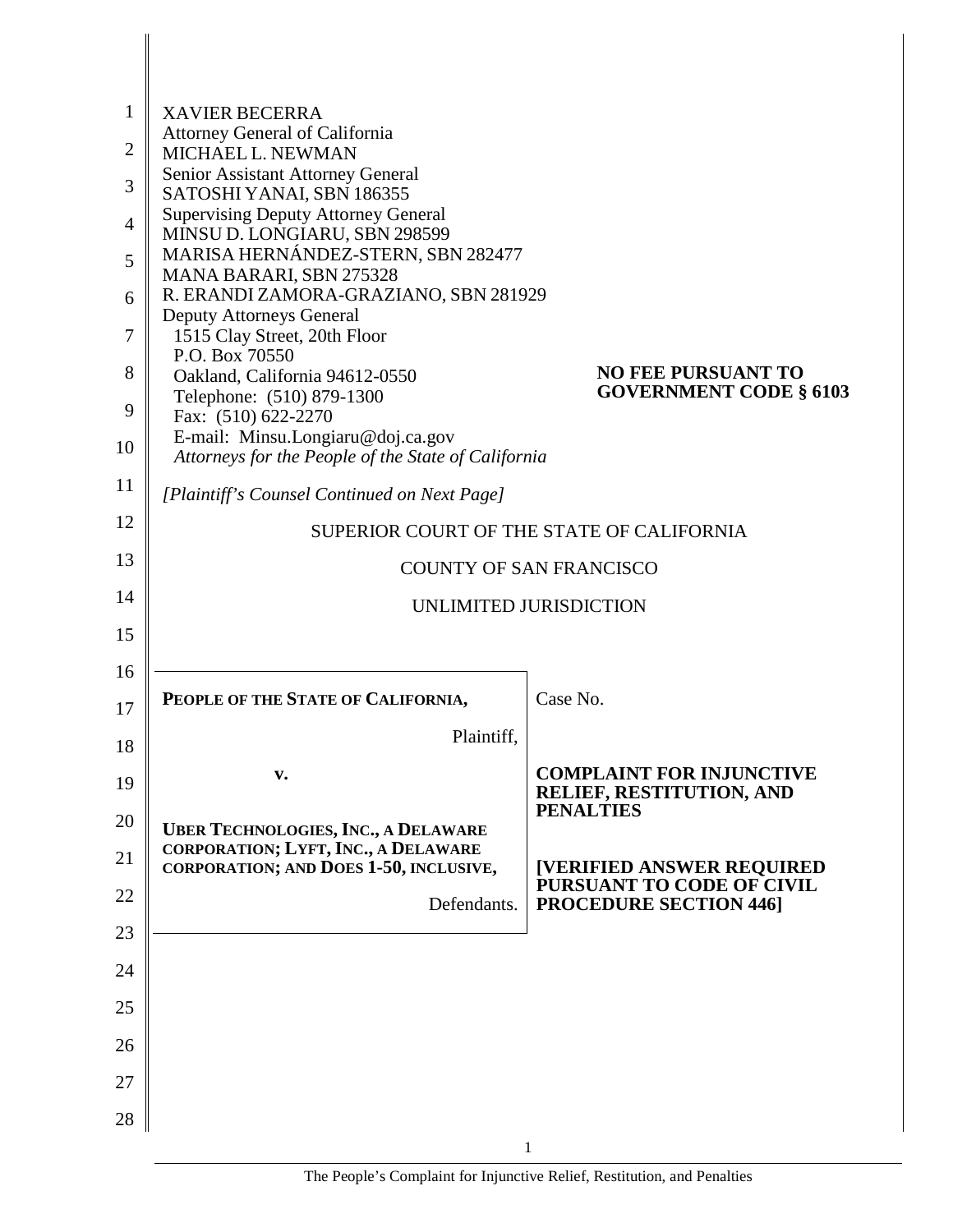XAVIER BECERRA
Attorney General of California
MICHAEL L. NEWMAN
Senior Assistant Attorney General
SATOSHI YANAI, SBN 186355
Supervising Deputy Attorney General
MINSU D. LONGIARU, SBN 298599
MARISA HERNÁNDEZ-STERN, SBN 282477
MANA BARARI, SBN 275328
R. ERANDI ZAMORA-GRAZIANO, SBN 281929
Deputy Attorneys General
1515 Clay Street, 20th Floor
P.O. Box 70550
Oakland, California 94612-0550
Telephone: (510) 879-1300
Fax: (510) 622-2270
E-mail: Minsu.Longiaru@doj.ca.gov
*Attorneys for the People of the State of California*

**NO FEE PURSUANT TO GOVERNMENT CODE § 6103**

*[Plaintiff's Counsel Continued on Next Page]*

SUPERIOR COURT OF THE STATE OF CALIFORNIA

COUNTY OF SAN FRANCISCO

UNLIMITED JURISDICTION

| | |
|---|---|
| **PEOPLE OF THE STATE OF CALIFORNIA,**<br><br>Plaintiff,<br><br>**v.**<br><br>**UBER TECHNOLOGIES, INC., A DELAWARE CORPORATION; LYFT, INC., A DELAWARE CORPORATION; AND DOES 1-50, INCLUSIVE,**<br><br>Defendants. | Case No.<br><br>**COMPLAINT FOR INJUNCTIVE RELIEF, RESTITUTION, AND PENALTIES**<br><br>**[VERIFIED ANSWER REQUIRED PURSUANT TO CODE OF CIVIL PROCEDURE SECTION 446]** |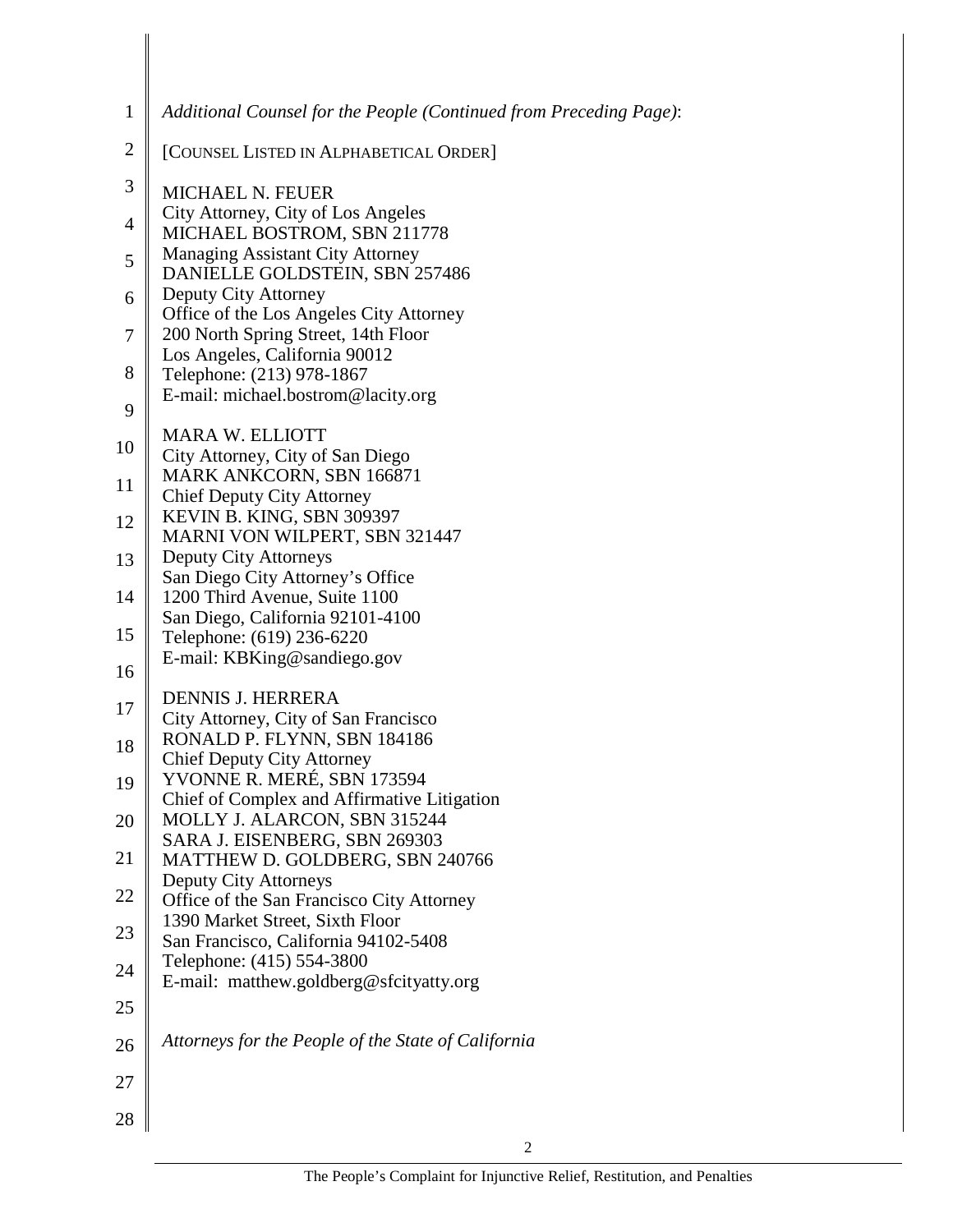*Additional Counsel for the People (Continued from Preceding Page)*:

[COUNSEL LISTED IN ALPHABETICAL ORDER]

MICHAEL N. FEUER
City Attorney, City of Los Angeles
MICHAEL BOSTROM, SBN 211778
Managing Assistant City Attorney
DANIELLE GOLDSTEIN, SBN 257486
Deputy City Attorney
Office of the Los Angeles City Attorney
200 North Spring Street, 14th Floor
Los Angeles, California 90012
Telephone: (213) 978-1867
E-mail: michael.bostrom@lacity.org

MARA W. ELLIOTT
City Attorney, City of San Diego
MARK ANKCORN, SBN 166871
Chief Deputy City Attorney
KEVIN B. KING, SBN 309397
MARNI VON WILPERT, SBN 321447
Deputy City Attorneys
San Diego City Attorney's Office
1200 Third Avenue, Suite 1100
San Diego, California 92101-4100
Telephone: (619) 236-6220
E-mail: KBKing@sandiego.gov

DENNIS J. HERRERA
City Attorney, City of San Francisco
RONALD P. FLYNN, SBN 184186
Chief Deputy City Attorney
YVONNE R. MERÉ, SBN 173594
Chief of Complex and Affirmative Litigation
MOLLY J. ALARCON, SBN 315244
SARA J. EISENBERG, SBN 269303
MATTHEW D. GOLDBERG, SBN 240766
Deputy City Attorneys
Office of the San Francisco City Attorney
1390 Market Street, Sixth Floor
San Francisco, California 94102-5408
Telephone: (415) 554-3800
E-mail: matthew.goldberg@sfcityatty.org

*Attorneys for the People of the State of California*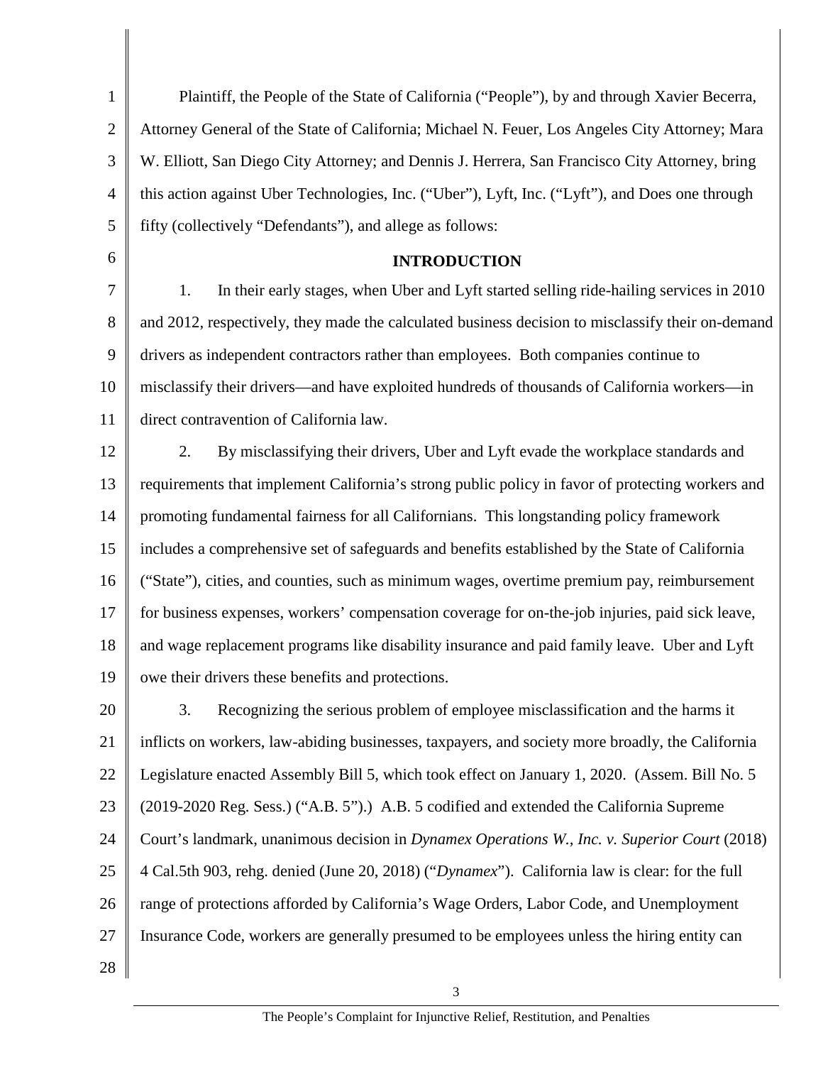Plaintiff, the People of the State of California ("People"), by and through Xavier Becerra, Attorney General of the State of California; Michael N. Feuer, Los Angeles City Attorney; Mara W. Elliott, San Diego City Attorney; and Dennis J. Herrera, San Francisco City Attorney, bring this action against Uber Technologies, Inc. ("Uber"), Lyft, Inc. ("Lyft"), and Does one through fifty (collectively "Defendants"), and allege as follows:

## INTRODUCTION

1. In their early stages, when Uber and Lyft started selling ride-hailing services in 2010 and 2012, respectively, they made the calculated business decision to misclassify their on-demand drivers as independent contractors rather than employees. Both companies continue to misclassify their drivers—and have exploited hundreds of thousands of California workers—in direct contravention of California law.

2. By misclassifying their drivers, Uber and Lyft evade the workplace standards and requirements that implement California's strong public policy in favor of protecting workers and promoting fundamental fairness for all Californians. This longstanding policy framework includes a comprehensive set of safeguards and benefits established by the State of California ("State"), cities, and counties, such as minimum wages, overtime premium pay, reimbursement for business expenses, workers' compensation coverage for on-the-job injuries, paid sick leave, and wage replacement programs like disability insurance and paid family leave. Uber and Lyft owe their drivers these benefits and protections.

3. Recognizing the serious problem of employee misclassification and the harms it inflicts on workers, law-abiding businesses, taxpayers, and society more broadly, the California Legislature enacted Assembly Bill 5, which took effect on January 1, 2020. (Assem. Bill No. 5 (2019-2020 Reg. Sess.) ("A.B. 5").) A.B. 5 codified and extended the California Supreme Court's landmark, unanimous decision in *Dynamex Operations W., Inc. v. Superior Court* (2018) 4 Cal.5th 903, rehg. denied (June 20, 2018) ("*Dynamex*"). California law is clear: for the full range of protections afforded by California's Wage Orders, Labor Code, and Unemployment Insurance Code, workers are generally presumed to be employees unless the hiring entity can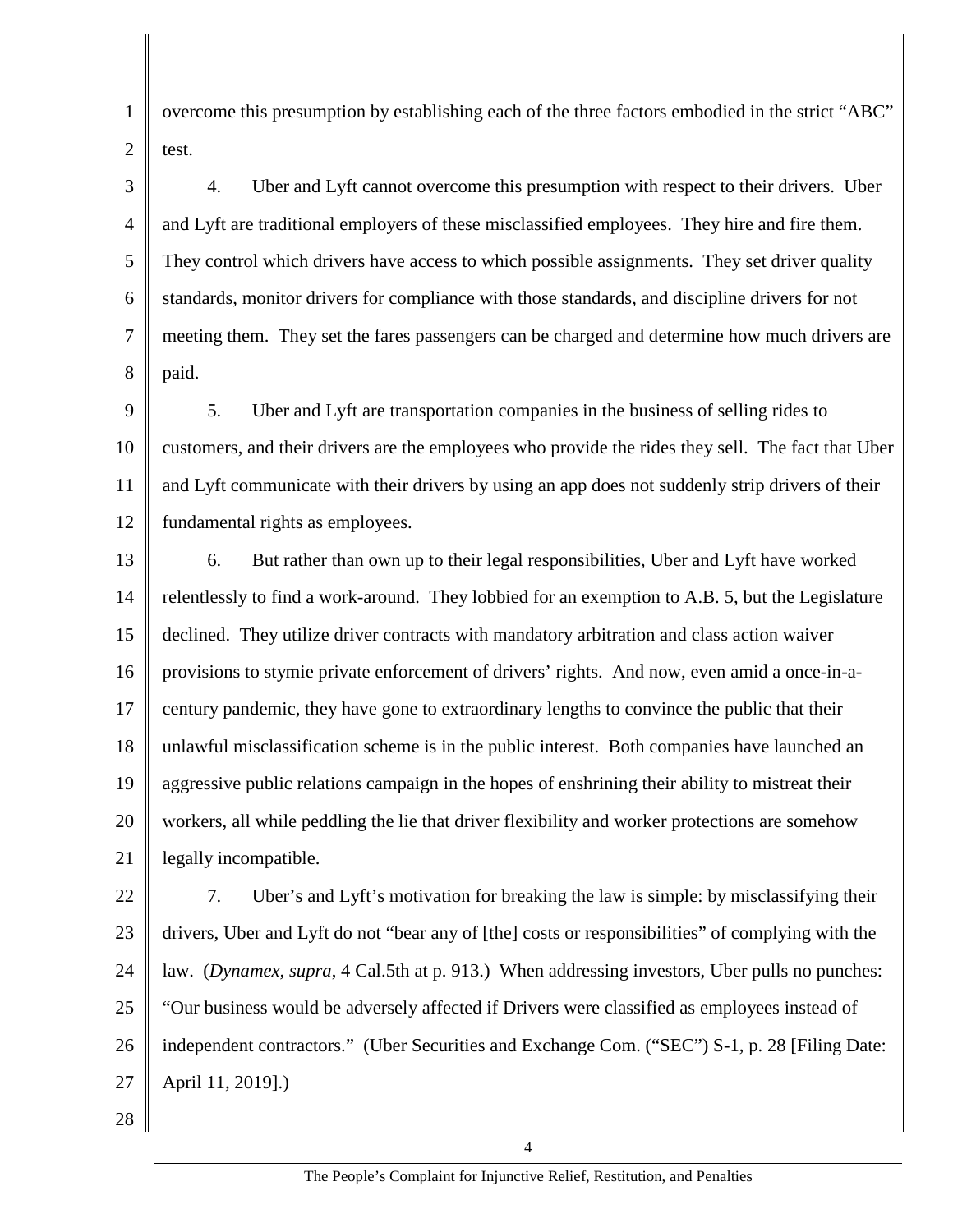overcome this presumption by establishing each of the three factors embodied in the strict "ABC" test.

4. Uber and Lyft cannot overcome this presumption with respect to their drivers. Uber and Lyft are traditional employers of these misclassified employees. They hire and fire them. They control which drivers have access to which possible assignments. They set driver quality standards, monitor drivers for compliance with those standards, and discipline drivers for not meeting them. They set the fares passengers can be charged and determine how much drivers are paid.

5. Uber and Lyft are transportation companies in the business of selling rides to customers, and their drivers are the employees who provide the rides they sell. The fact that Uber and Lyft communicate with their drivers by using an app does not suddenly strip drivers of their fundamental rights as employees.

6. But rather than own up to their legal responsibilities, Uber and Lyft have worked relentlessly to find a work-around. They lobbied for an exemption to A.B. 5, but the Legislature declined. They utilize driver contracts with mandatory arbitration and class action waiver provisions to stymie private enforcement of drivers' rights. And now, even amid a once-in-a-century pandemic, they have gone to extraordinary lengths to convince the public that their unlawful misclassification scheme is in the public interest. Both companies have launched an aggressive public relations campaign in the hopes of enshrining their ability to mistreat their workers, all while peddling the lie that driver flexibility and worker protections are somehow legally incompatible.

7. Uber's and Lyft's motivation for breaking the law is simple: by misclassifying their drivers, Uber and Lyft do not "bear any of [the] costs or responsibilities" of complying with the law. (*Dynamex, supra*, 4 Cal.5th at p. 913.) When addressing investors, Uber pulls no punches: "Our business would be adversely affected if Drivers were classified as employees instead of independent contractors." (Uber Securities and Exchange Com. ("SEC") S-1, p. 28 [Filing Date: April 11, 2019].)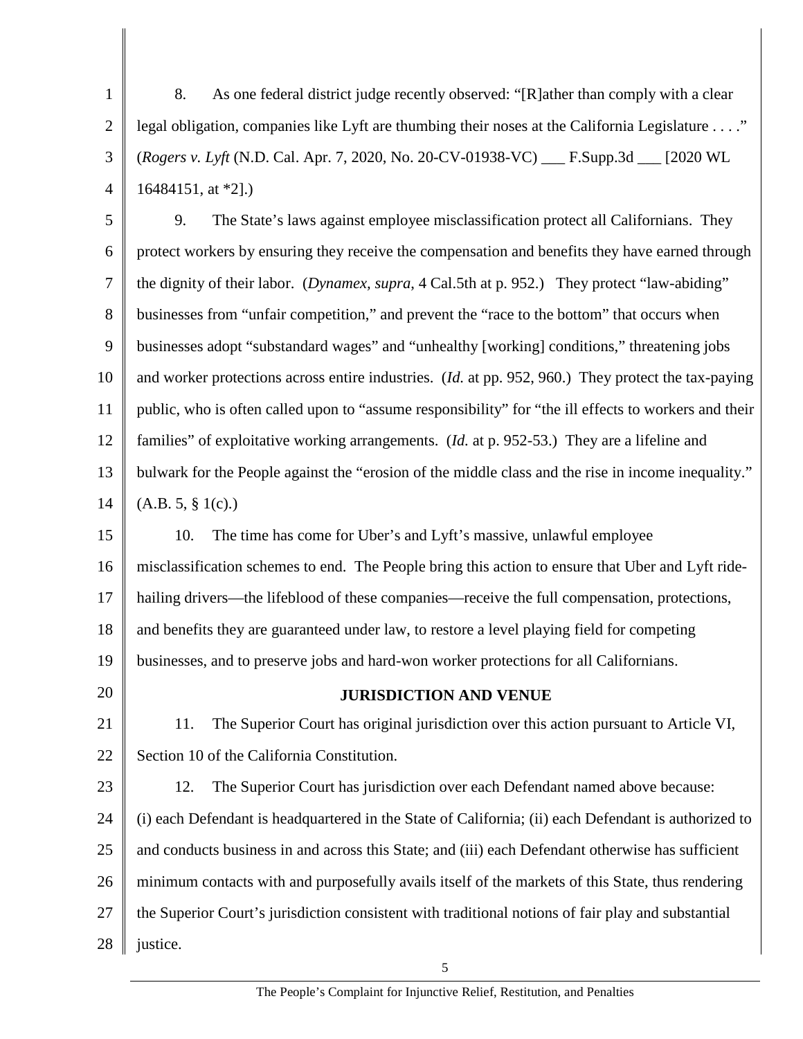8. As one federal district judge recently observed: "[R]ather than comply with a clear legal obligation, companies like Lyft are thumbing their noses at the California Legislature . . . ." (*Rogers v. Lyft* (N.D. Cal. Apr. 7, 2020, No. 20-CV-01938-VC) ___ F.Supp.3d ___ [2020 WL 16484151, at *2].)

9. The State's laws against employee misclassification protect all Californians. They protect workers by ensuring they receive the compensation and benefits they have earned through the dignity of their labor. (*Dynamex, supra,* 4 Cal.5th at p. 952.) They protect "law-abiding" businesses from "unfair competition," and prevent the "race to the bottom" that occurs when businesses adopt "substandard wages" and "unhealthy [working] conditions," threatening jobs and worker protections across entire industries. (*Id.* at pp. 952, 960.) They protect the tax-paying public, who is often called upon to "assume responsibility" for "the ill effects to workers and their families" of exploitative working arrangements. (*Id.* at p. 952-53.) They are a lifeline and bulwark for the People against the "erosion of the middle class and the rise in income inequality." (A.B. 5, § 1(c).)

10. The time has come for Uber's and Lyft's massive, unlawful employee misclassification schemes to end. The People bring this action to ensure that Uber and Lyft ride-hailing drivers—the lifeblood of these companies—receive the full compensation, protections, and benefits they are guaranteed under law, to restore a level playing field for competing businesses, and to preserve jobs and hard-won worker protections for all Californians.

## JURISDICTION AND VENUE

11. The Superior Court has original jurisdiction over this action pursuant to Article VI, Section 10 of the California Constitution.

12. The Superior Court has jurisdiction over each Defendant named above because: (i) each Defendant is headquartered in the State of California; (ii) each Defendant is authorized to and conducts business in and across this State; and (iii) each Defendant otherwise has sufficient minimum contacts with and purposefully avails itself of the markets of this State, thus rendering the Superior Court's jurisdiction consistent with traditional notions of fair play and substantial justice.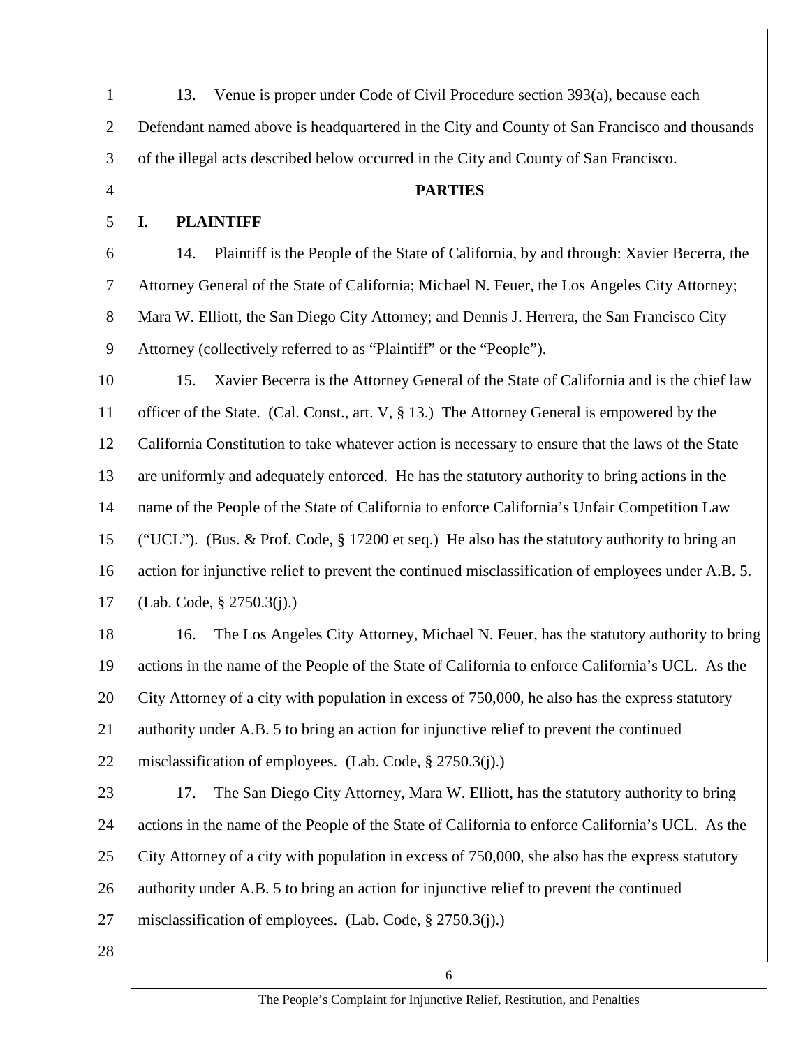13. Venue is proper under Code of Civil Procedure section 393(a), because each Defendant named above is headquartered in the City and County of San Francisco and thousands of the illegal acts described below occurred in the City and County of San Francisco.

## PARTIES

### I. PLAINTIFF

14. Plaintiff is the People of the State of California, by and through: Xavier Becerra, the Attorney General of the State of California; Michael N. Feuer, the Los Angeles City Attorney; Mara W. Elliott, the San Diego City Attorney; and Dennis J. Herrera, the San Francisco City Attorney (collectively referred to as "Plaintiff" or the "People").

15. Xavier Becerra is the Attorney General of the State of California and is the chief law officer of the State. (Cal. Const., art. V, § 13.) The Attorney General is empowered by the California Constitution to take whatever action is necessary to ensure that the laws of the State are uniformly and adequately enforced. He has the statutory authority to bring actions in the name of the People of the State of California to enforce California's Unfair Competition Law ("UCL"). (Bus. & Prof. Code, § 17200 et seq.) He also has the statutory authority to bring an action for injunctive relief to prevent the continued misclassification of employees under A.B. 5. (Lab. Code, § 2750.3(j).)

16. The Los Angeles City Attorney, Michael N. Feuer, has the statutory authority to bring actions in the name of the People of the State of California to enforce California's UCL. As the City Attorney of a city with population in excess of 750,000, he also has the express statutory authority under A.B. 5 to bring an action for injunctive relief to prevent the continued misclassification of employees. (Lab. Code, § 2750.3(j).)

17. The San Diego City Attorney, Mara W. Elliott, has the statutory authority to bring actions in the name of the People of the State of California to enforce California's UCL. As the City Attorney of a city with population in excess of 750,000, she also has the express statutory authority under A.B. 5 to bring an action for injunctive relief to prevent the continued misclassification of employees. (Lab. Code, § 2750.3(j).)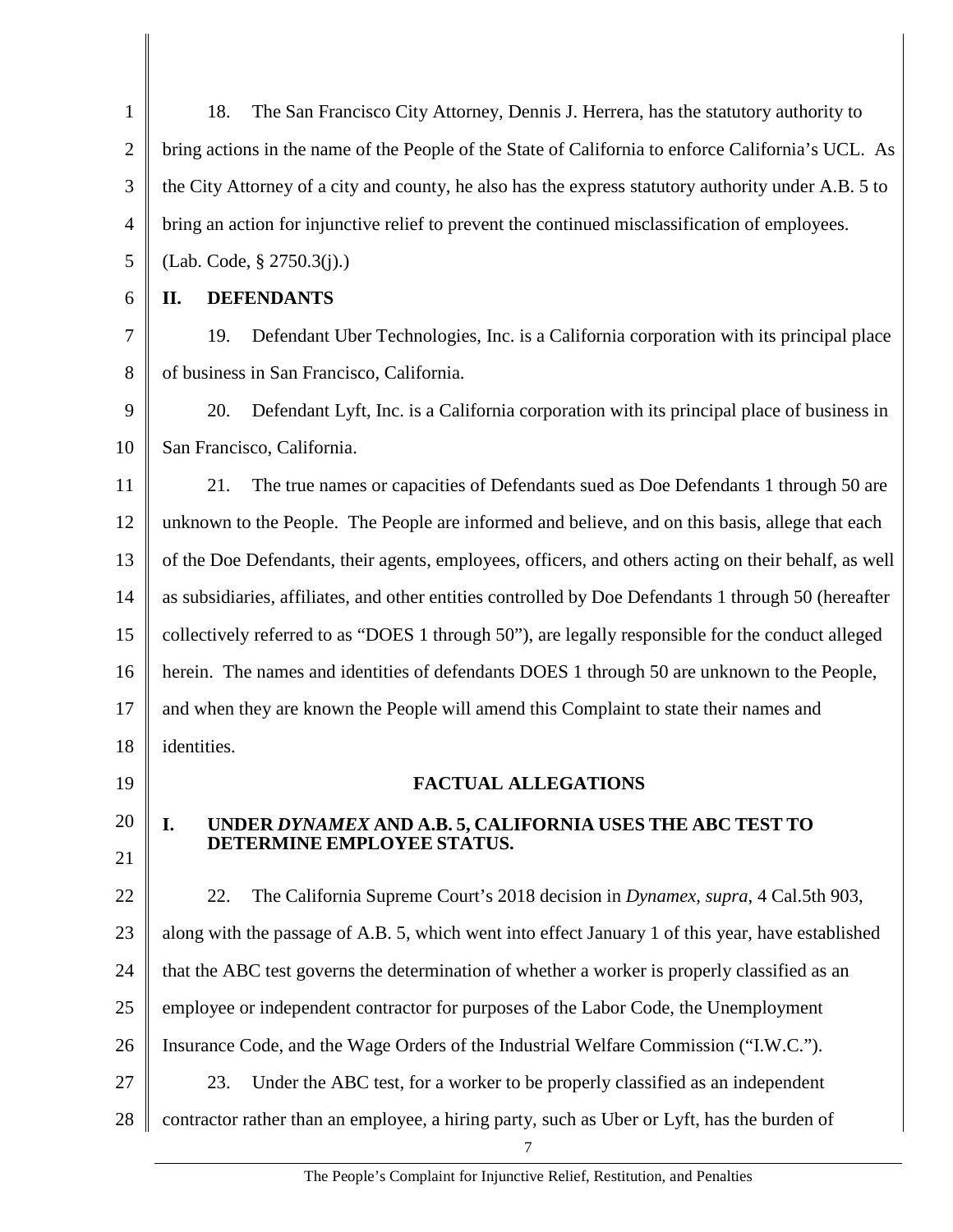18. The San Francisco City Attorney, Dennis J. Herrera, has the statutory authority to bring actions in the name of the People of the State of California to enforce California's UCL. As the City Attorney of a city and county, he also has the express statutory authority under A.B. 5 to bring an action for injunctive relief to prevent the continued misclassification of employees. (Lab. Code, § 2750.3(j).)

## II. DEFENDANTS

19. Defendant Uber Technologies, Inc. is a California corporation with its principal place of business in San Francisco, California.

20. Defendant Lyft, Inc. is a California corporation with its principal place of business in San Francisco, California.

21. The true names or capacities of Defendants sued as Doe Defendants 1 through 50 are unknown to the People. The People are informed and believe, and on this basis, allege that each of the Doe Defendants, their agents, employees, officers, and others acting on their behalf, as well as subsidiaries, affiliates, and other entities controlled by Doe Defendants 1 through 50 (hereafter collectively referred to as "DOES 1 through 50"), are legally responsible for the conduct alleged herein. The names and identities of defendants DOES 1 through 50 are unknown to the People, and when they are known the People will amend this Complaint to state their names and identities.

# FACTUAL ALLEGATIONS

## I. UNDER *DYNAMEX* AND A.B. 5, CALIFORNIA USES THE ABC TEST TO DETERMINE EMPLOYEE STATUS.

22. The California Supreme Court's 2018 decision in *Dynamex, supra*, 4 Cal.5th 903, along with the passage of A.B. 5, which went into effect January 1 of this year, have established that the ABC test governs the determination of whether a worker is properly classified as an employee or independent contractor for purposes of the Labor Code, the Unemployment Insurance Code, and the Wage Orders of the Industrial Welfare Commission ("I.W.C.").

23. Under the ABC test, for a worker to be properly classified as an independent contractor rather than an employee, a hiring party, such as Uber or Lyft, has the burden of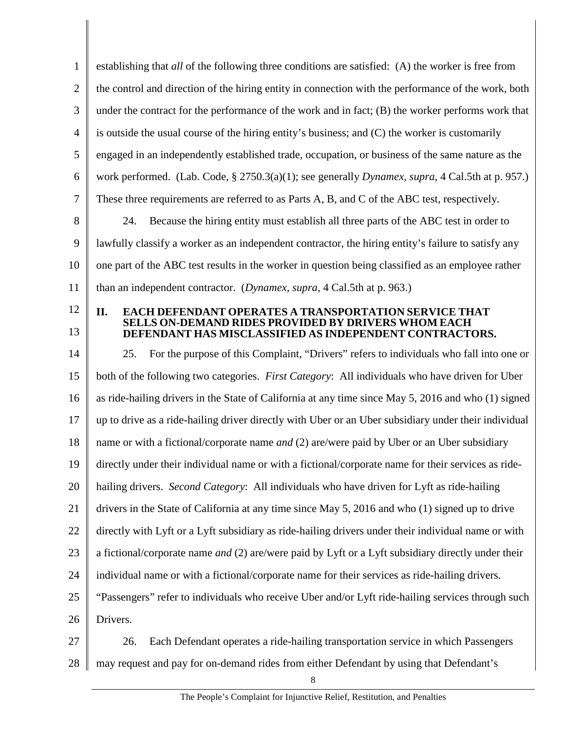establishing that *all* of the following three conditions are satisfied: (A) the worker is free from the control and direction of the hiring entity in connection with the performance of the work, both under the contract for the performance of the work and in fact; (B) the worker performs work that is outside the usual course of the hiring entity's business; and (C) the worker is customarily engaged in an independently established trade, occupation, or business of the same nature as the work performed. (Lab. Code, § 2750.3(a)(1); see generally *Dynamex*, *supra*, 4 Cal.5th at p. 957.) These three requirements are referred to as Parts A, B, and C of the ABC test, respectively.

24. Because the hiring entity must establish all three parts of the ABC test in order to lawfully classify a worker as an independent contractor, the hiring entity's failure to satisfy any one part of the ABC test results in the worker in question being classified as an employee rather than an independent contractor. (*Dynamex*, *supra*, 4 Cal.5th at p. 963.)

## II. EACH DEFENDANT OPERATES A TRANSPORTATION SERVICE THAT SELLS ON-DEMAND RIDES PROVIDED BY DRIVERS WHOM EACH DEFENDANT HAS MISCLASSIFIED AS INDEPENDENT CONTRACTORS.

25. For the purpose of this Complaint, "Drivers" refers to individuals who fall into one or both of the following two categories. *First Category*: All individuals who have driven for Uber as ride-hailing drivers in the State of California at any time since May 5, 2016 and who (1) signed up to drive as a ride-hailing driver directly with Uber or an Uber subsidiary under their individual name or with a fictional/corporate name *and* (2) are/were paid by Uber or an Uber subsidiary directly under their individual name or with a fictional/corporate name for their services as ride-hailing drivers. *Second Category*: All individuals who have driven for Lyft as ride-hailing drivers in the State of California at any time since May 5, 2016 and who (1) signed up to drive directly with Lyft or a Lyft subsidiary as ride-hailing drivers under their individual name or with a fictional/corporate name *and* (2) are/were paid by Lyft or a Lyft subsidiary directly under their individual name or with a fictional/corporate name for their services as ride-hailing drivers. "Passengers" refer to individuals who receive Uber and/or Lyft ride-hailing services through such Drivers.

26. Each Defendant operates a ride-hailing transportation service in which Passengers may request and pay for on-demand rides from either Defendant by using that Defendant's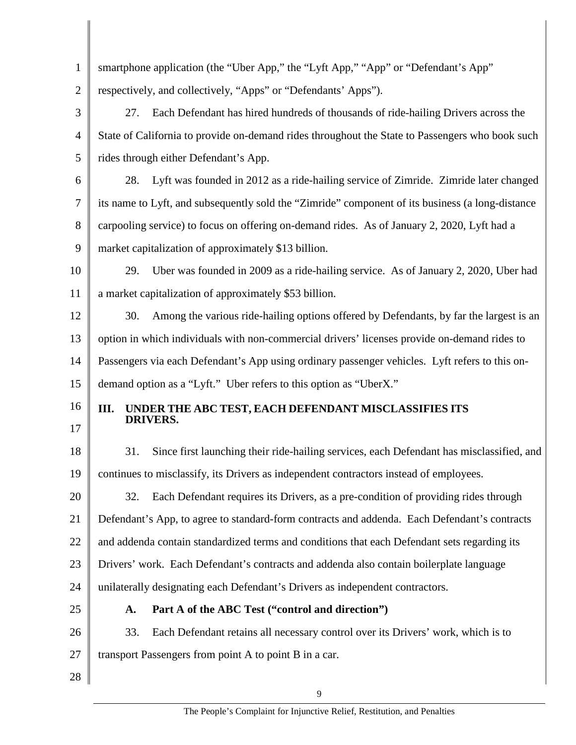smartphone application (the "Uber App," the "Lyft App," "App" or "Defendant's App" respectively, and collectively, "Apps" or "Defendants' Apps").

27. Each Defendant has hired hundreds of thousands of ride-hailing Drivers across the State of California to provide on-demand rides throughout the State to Passengers who book such rides through either Defendant's App.

28. Lyft was founded in 2012 as a ride-hailing service of Zimride. Zimride later changed its name to Lyft, and subsequently sold the "Zimride" component of its business (a long-distance carpooling service) to focus on offering on-demand rides. As of January 2, 2020, Lyft had a market capitalization of approximately $13 billion.

29. Uber was founded in 2009 as a ride-hailing service. As of January 2, 2020, Uber had a market capitalization of approximately $53 billion.

30. Among the various ride-hailing options offered by Defendants, by far the largest is an option in which individuals with non-commercial drivers' licenses provide on-demand rides to Passengers via each Defendant's App using ordinary passenger vehicles. Lyft refers to this on-demand option as a "Lyft." Uber refers to this option as "UberX."

## III. UNDER THE ABC TEST, EACH DEFENDANT MISCLASSIFIES ITS DRIVERS.

31. Since first launching their ride-hailing services, each Defendant has misclassified, and continues to misclassify, its Drivers as independent contractors instead of employees.

32. Each Defendant requires its Drivers, as a pre-condition of providing rides through Defendant's App, to agree to standard-form contracts and addenda. Each Defendant's contracts and addenda contain standardized terms and conditions that each Defendant sets regarding its Drivers' work. Each Defendant's contracts and addenda also contain boilerplate language unilaterally designating each Defendant's Drivers as independent contractors.

### A. Part A of the ABC Test ("control and direction")

33. Each Defendant retains all necessary control over its Drivers' work, which is to transport Passengers from point A to point B in a car.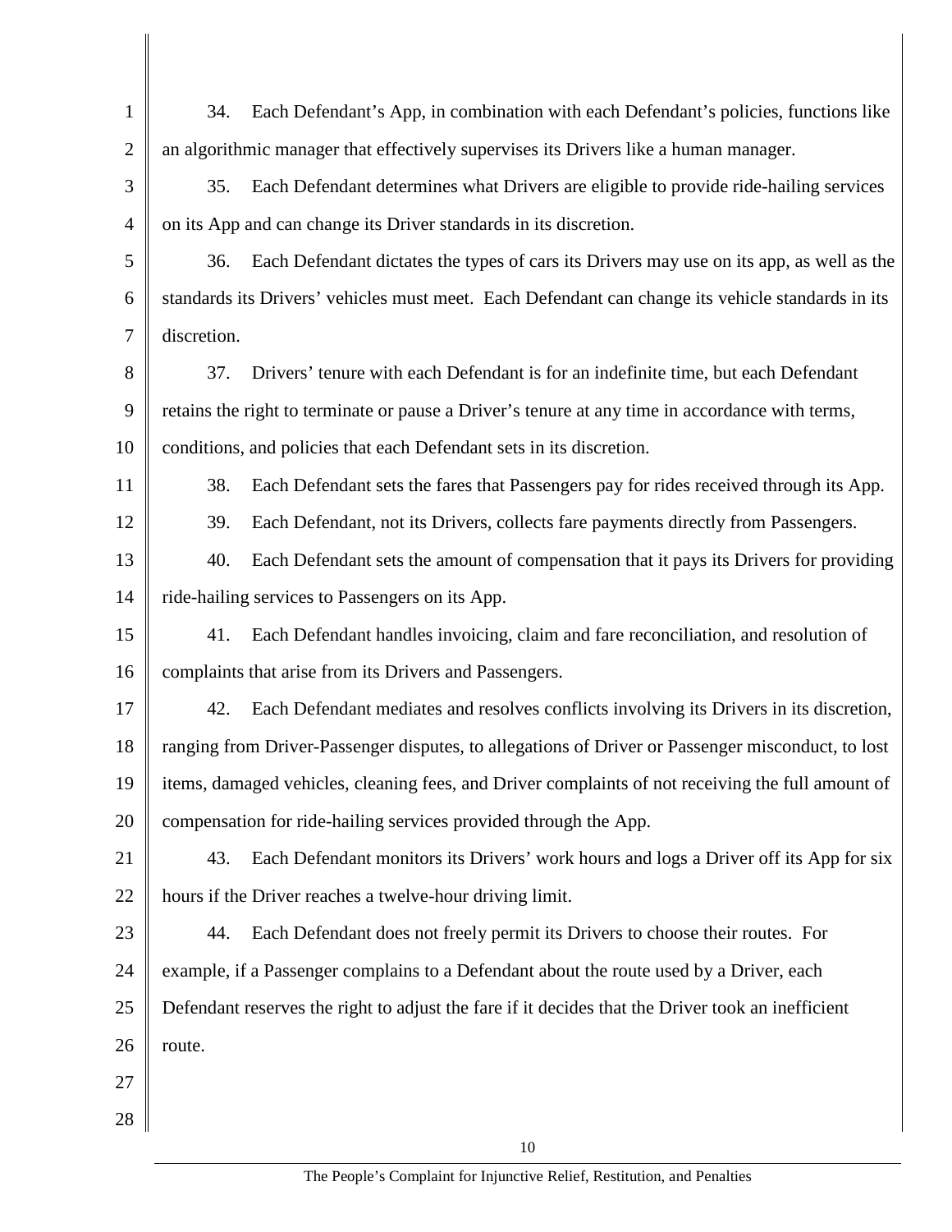34. Each Defendant's App, in combination with each Defendant's policies, functions like an algorithmic manager that effectively supervises its Drivers like a human manager.

35. Each Defendant determines what Drivers are eligible to provide ride-hailing services on its App and can change its Driver standards in its discretion.

36. Each Defendant dictates the types of cars its Drivers may use on its app, as well as the standards its Drivers' vehicles must meet. Each Defendant can change its vehicle standards in its discretion.

37. Drivers' tenure with each Defendant is for an indefinite time, but each Defendant retains the right to terminate or pause a Driver's tenure at any time in accordance with terms, conditions, and policies that each Defendant sets in its discretion.

38. Each Defendant sets the fares that Passengers pay for rides received through its App.

39. Each Defendant, not its Drivers, collects fare payments directly from Passengers.

40. Each Defendant sets the amount of compensation that it pays its Drivers for providing ride-hailing services to Passengers on its App.

41. Each Defendant handles invoicing, claim and fare reconciliation, and resolution of complaints that arise from its Drivers and Passengers.

42. Each Defendant mediates and resolves conflicts involving its Drivers in its discretion, ranging from Driver-Passenger disputes, to allegations of Driver or Passenger misconduct, to lost items, damaged vehicles, cleaning fees, and Driver complaints of not receiving the full amount of compensation for ride-hailing services provided through the App.

43. Each Defendant monitors its Drivers' work hours and logs a Driver off its App for six hours if the Driver reaches a twelve-hour driving limit.

44. Each Defendant does not freely permit its Drivers to choose their routes. For example, if a Passenger complains to a Defendant about the route used by a Driver, each Defendant reserves the right to adjust the fare if it decides that the Driver took an inefficient route.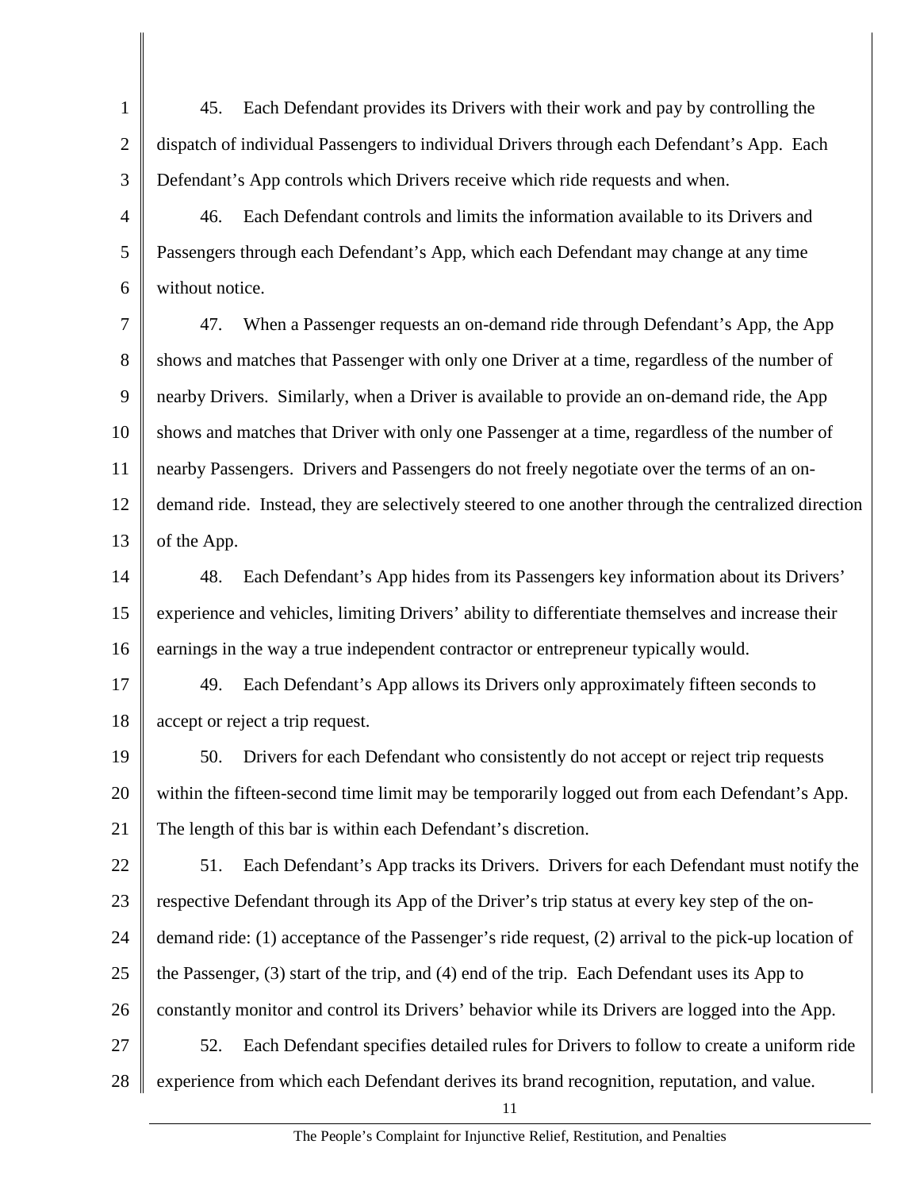45. Each Defendant provides its Drivers with their work and pay by controlling the dispatch of individual Passengers to individual Drivers through each Defendant's App. Each Defendant's App controls which Drivers receive which ride requests and when.

46. Each Defendant controls and limits the information available to its Drivers and Passengers through each Defendant's App, which each Defendant may change at any time without notice.

47. When a Passenger requests an on-demand ride through Defendant's App, the App shows and matches that Passenger with only one Driver at a time, regardless of the number of nearby Drivers. Similarly, when a Driver is available to provide an on-demand ride, the App shows and matches that Driver with only one Passenger at a time, regardless of the number of nearby Passengers. Drivers and Passengers do not freely negotiate over the terms of an on-demand ride. Instead, they are selectively steered to one another through the centralized direction of the App.

48. Each Defendant's App hides from its Passengers key information about its Drivers' experience and vehicles, limiting Drivers' ability to differentiate themselves and increase their earnings in the way a true independent contractor or entrepreneur typically would.

49. Each Defendant's App allows its Drivers only approximately fifteen seconds to accept or reject a trip request.

50. Drivers for each Defendant who consistently do not accept or reject trip requests within the fifteen-second time limit may be temporarily logged out from each Defendant's App. The length of this bar is within each Defendant's discretion.

51. Each Defendant's App tracks its Drivers. Drivers for each Defendant must notify the respective Defendant through its App of the Driver's trip status at every key step of the on-demand ride: (1) acceptance of the Passenger's ride request, (2) arrival to the pick-up location of the Passenger, (3) start of the trip, and (4) end of the trip. Each Defendant uses its App to constantly monitor and control its Drivers' behavior while its Drivers are logged into the App.

52. Each Defendant specifies detailed rules for Drivers to follow to create a uniform ride experience from which each Defendant derives its brand recognition, reputation, and value.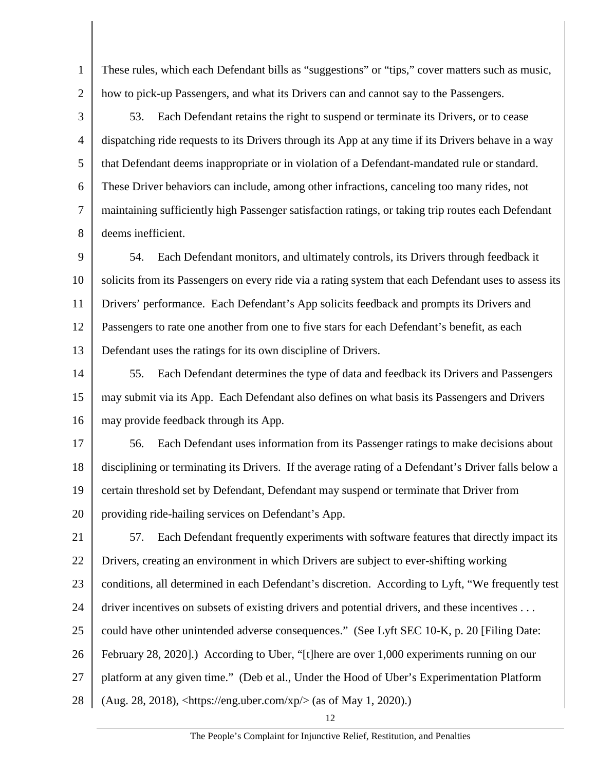These rules, which each Defendant bills as "suggestions" or "tips," cover matters such as music, how to pick-up Passengers, and what its Drivers can and cannot say to the Passengers.

53. Each Defendant retains the right to suspend or terminate its Drivers, or to cease dispatching ride requests to its Drivers through its App at any time if its Drivers behave in a way that Defendant deems inappropriate or in violation of a Defendant-mandated rule or standard. These Driver behaviors can include, among other infractions, canceling too many rides, not maintaining sufficiently high Passenger satisfaction ratings, or taking trip routes each Defendant deems inefficient.

54. Each Defendant monitors, and ultimately controls, its Drivers through feedback it solicits from its Passengers on every ride via a rating system that each Defendant uses to assess its Drivers' performance. Each Defendant's App solicits feedback and prompts its Drivers and Passengers to rate one another from one to five stars for each Defendant's benefit, as each Defendant uses the ratings for its own discipline of Drivers.

55. Each Defendant determines the type of data and feedback its Drivers and Passengers may submit via its App. Each Defendant also defines on what basis its Passengers and Drivers may provide feedback through its App.

56. Each Defendant uses information from its Passenger ratings to make decisions about disciplining or terminating its Drivers. If the average rating of a Defendant's Driver falls below a certain threshold set by Defendant, Defendant may suspend or terminate that Driver from providing ride-hailing services on Defendant's App.

57. Each Defendant frequently experiments with software features that directly impact its Drivers, creating an environment in which Drivers are subject to ever-shifting working conditions, all determined in each Defendant's discretion. According to Lyft, "We frequently test driver incentives on subsets of existing drivers and potential drivers, and these incentives . . . could have other unintended adverse consequences." (See Lyft SEC 10-K, p. 20 [Filing Date: February 28, 2020].) According to Uber, "[t]here are over 1,000 experiments running on our platform at any given time." (Deb et al., Under the Hood of Uber's Experimentation Platform (Aug. 28, 2018), <https://eng.uber.com/xp/> (as of May 1, 2020).)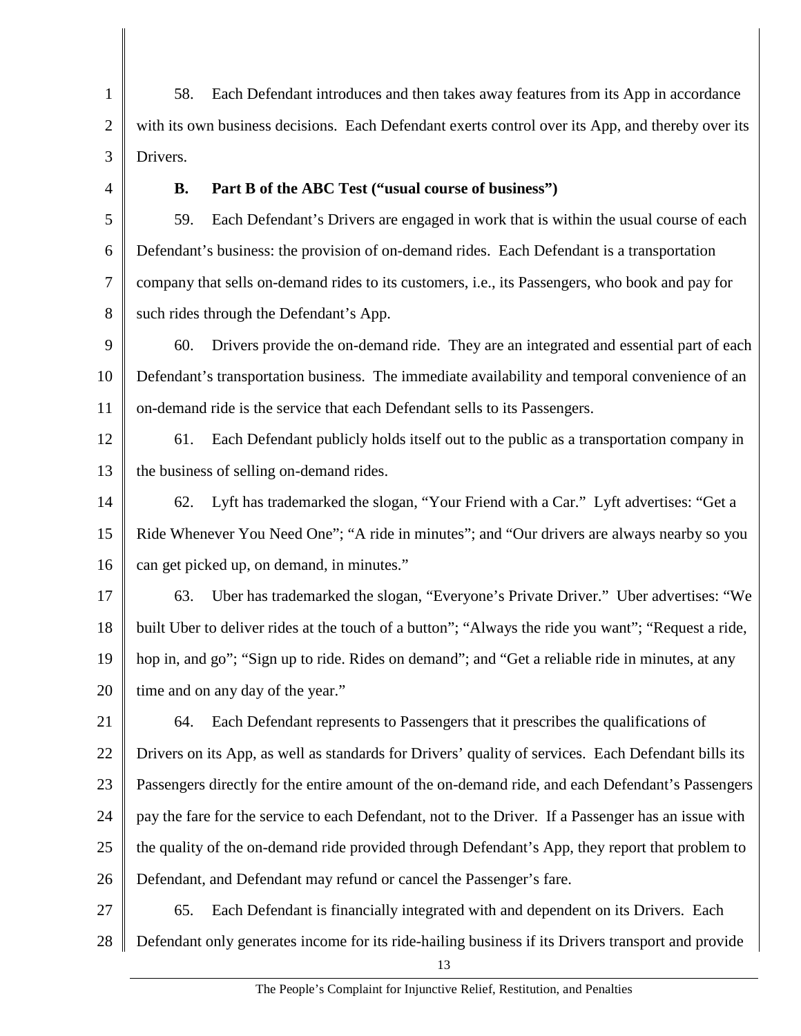58. Each Defendant introduces and then takes away features from its App in accordance with its own business decisions. Each Defendant exerts control over its App, and thereby over its Drivers.

### B. Part B of the ABC Test ("usual course of business")

59. Each Defendant's Drivers are engaged in work that is within the usual course of each Defendant's business: the provision of on-demand rides. Each Defendant is a transportation company that sells on-demand rides to its customers, i.e., its Passengers, who book and pay for such rides through the Defendant's App.

60. Drivers provide the on-demand ride. They are an integrated and essential part of each Defendant's transportation business. The immediate availability and temporal convenience of an on-demand ride is the service that each Defendant sells to its Passengers.

61. Each Defendant publicly holds itself out to the public as a transportation company in the business of selling on-demand rides.

62. Lyft has trademarked the slogan, "Your Friend with a Car." Lyft advertises: "Get a Ride Whenever You Need One"; "A ride in minutes"; and "Our drivers are always nearby so you can get picked up, on demand, in minutes."

63. Uber has trademarked the slogan, "Everyone's Private Driver." Uber advertises: "We built Uber to deliver rides at the touch of a button"; "Always the ride you want"; "Request a ride, hop in, and go"; "Sign up to ride. Rides on demand"; and "Get a reliable ride in minutes, at any time and on any day of the year."

64. Each Defendant represents to Passengers that it prescribes the qualifications of Drivers on its App, as well as standards for Drivers' quality of services. Each Defendant bills its Passengers directly for the entire amount of the on-demand ride, and each Defendant's Passengers pay the fare for the service to each Defendant, not to the Driver. If a Passenger has an issue with the quality of the on-demand ride provided through Defendant's App, they report that problem to Defendant, and Defendant may refund or cancel the Passenger's fare.

65. Each Defendant is financially integrated with and dependent on its Drivers. Each Defendant only generates income for its ride-hailing business if its Drivers transport and provide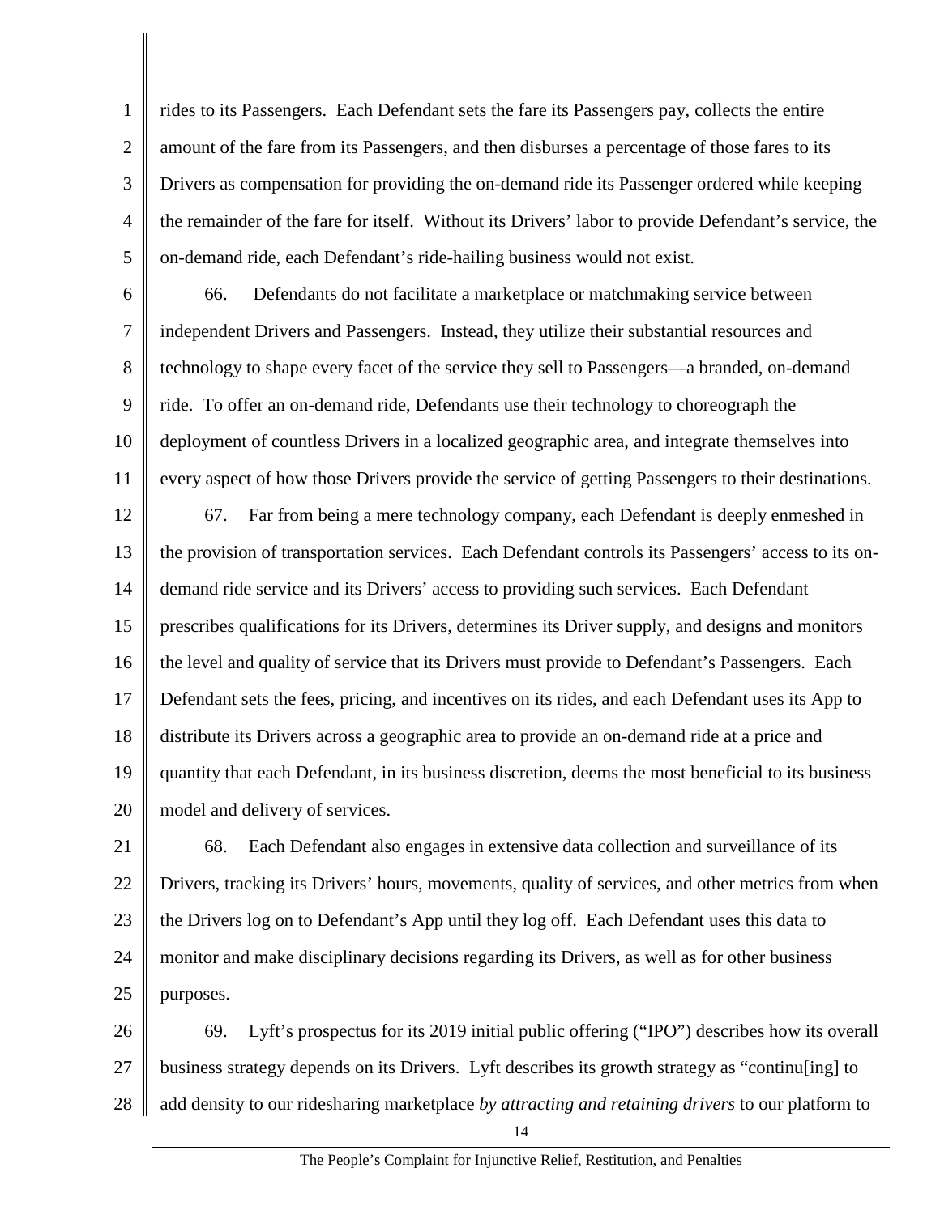rides to its Passengers. Each Defendant sets the fare its Passengers pay, collects the entire amount of the fare from its Passengers, and then disburses a percentage of those fares to its Drivers as compensation for providing the on-demand ride its Passenger ordered while keeping the remainder of the fare for itself. Without its Drivers' labor to provide Defendant's service, the on-demand ride, each Defendant's ride-hailing business would not exist.

66. Defendants do not facilitate a marketplace or matchmaking service between independent Drivers and Passengers. Instead, they utilize their substantial resources and technology to shape every facet of the service they sell to Passengers—a branded, on-demand ride. To offer an on-demand ride, Defendants use their technology to choreograph the deployment of countless Drivers in a localized geographic area, and integrate themselves into every aspect of how those Drivers provide the service of getting Passengers to their destinations.

67. Far from being a mere technology company, each Defendant is deeply enmeshed in the provision of transportation services. Each Defendant controls its Passengers' access to its on-demand ride service and its Drivers' access to providing such services. Each Defendant prescribes qualifications for its Drivers, determines its Driver supply, and designs and monitors the level and quality of service that its Drivers must provide to Defendant's Passengers. Each Defendant sets the fees, pricing, and incentives on its rides, and each Defendant uses its App to distribute its Drivers across a geographic area to provide an on-demand ride at a price and quantity that each Defendant, in its business discretion, deems the most beneficial to its business model and delivery of services.

68. Each Defendant also engages in extensive data collection and surveillance of its Drivers, tracking its Drivers' hours, movements, quality of services, and other metrics from when the Drivers log on to Defendant's App until they log off. Each Defendant uses this data to monitor and make disciplinary decisions regarding its Drivers, as well as for other business purposes.

69. Lyft's prospectus for its 2019 initial public offering ("IPO") describes how its overall business strategy depends on its Drivers. Lyft describes its growth strategy as "continu[ing] to add density to our ridesharing marketplace *by attracting and retaining drivers* to our platform to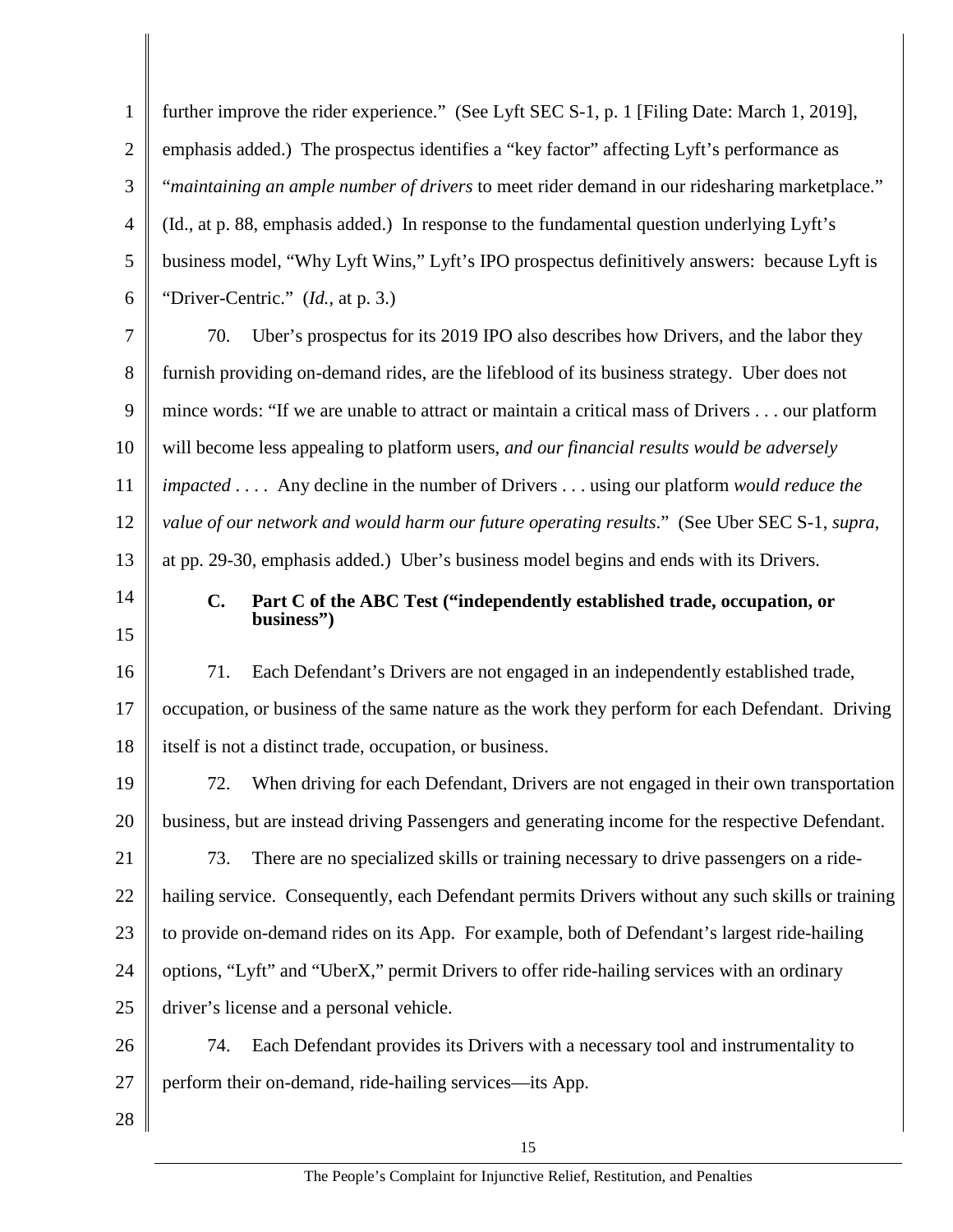further improve the rider experience." (See Lyft SEC S-1, p. 1 [Filing Date: March 1, 2019], emphasis added.) The prospectus identifies a "key factor" affecting Lyft's performance as "*maintaining an ample number of drivers* to meet rider demand in our ridesharing marketplace." (Id., at p. 88, emphasis added.) In response to the fundamental question underlying Lyft's business model, "Why Lyft Wins," Lyft's IPO prospectus definitively answers: because Lyft is "Driver-Centric." (*Id.*, at p. 3.)

70. Uber's prospectus for its 2019 IPO also describes how Drivers, and the labor they furnish providing on-demand rides, are the lifeblood of its business strategy. Uber does not mince words: "If we are unable to attract or maintain a critical mass of Drivers . . . our platform will become less appealing to platform users, *and our financial results would be adversely impacted* . . . . Any decline in the number of Drivers . . . using our platform *would reduce the value of our network and would harm our future operating results*." (See Uber SEC S-1, *supra*, at pp. 29-30, emphasis added.) Uber's business model begins and ends with its Drivers.

### C. Part C of the ABC Test ("independently established trade, occupation, or business")

71. Each Defendant's Drivers are not engaged in an independently established trade, occupation, or business of the same nature as the work they perform for each Defendant. Driving itself is not a distinct trade, occupation, or business.

72. When driving for each Defendant, Drivers are not engaged in their own transportation business, but are instead driving Passengers and generating income for the respective Defendant.

73. There are no specialized skills or training necessary to drive passengers on a ride-hailing service. Consequently, each Defendant permits Drivers without any such skills or training to provide on-demand rides on its App. For example, both of Defendant's largest ride-hailing options, "Lyft" and "UberX," permit Drivers to offer ride-hailing services with an ordinary driver's license and a personal vehicle.

74. Each Defendant provides its Drivers with a necessary tool and instrumentality to perform their on-demand, ride-hailing services—its App.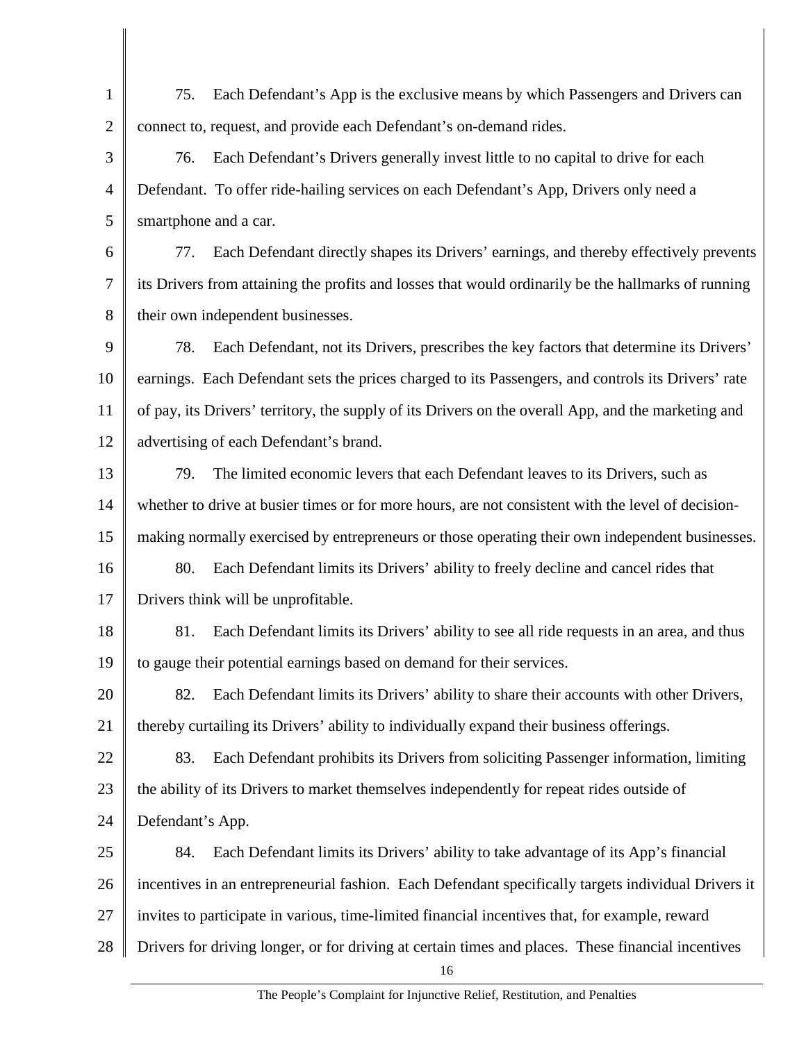75. Each Defendant's App is the exclusive means by which Passengers and Drivers can connect to, request, and provide each Defendant's on-demand rides.

76. Each Defendant's Drivers generally invest little to no capital to drive for each Defendant. To offer ride-hailing services on each Defendant's App, Drivers only need a smartphone and a car.

77. Each Defendant directly shapes its Drivers' earnings, and thereby effectively prevents its Drivers from attaining the profits and losses that would ordinarily be the hallmarks of running their own independent businesses.

78. Each Defendant, not its Drivers, prescribes the key factors that determine its Drivers' earnings. Each Defendant sets the prices charged to its Passengers, and controls its Drivers' rate of pay, its Drivers' territory, the supply of its Drivers on the overall App, and the marketing and advertising of each Defendant's brand.

79. The limited economic levers that each Defendant leaves to its Drivers, such as whether to drive at busier times or for more hours, are not consistent with the level of decision-making normally exercised by entrepreneurs or those operating their own independent businesses.

80. Each Defendant limits its Drivers' ability to freely decline and cancel rides that Drivers think will be unprofitable.

81. Each Defendant limits its Drivers' ability to see all ride requests in an area, and thus to gauge their potential earnings based on demand for their services.

82. Each Defendant limits its Drivers' ability to share their accounts with other Drivers, thereby curtailing its Drivers' ability to individually expand their business offerings.

83. Each Defendant prohibits its Drivers from soliciting Passenger information, limiting the ability of its Drivers to market themselves independently for repeat rides outside of Defendant's App.

84. Each Defendant limits its Drivers' ability to take advantage of its App's financial incentives in an entrepreneurial fashion. Each Defendant specifically targets individual Drivers it invites to participate in various, time-limited financial incentives that, for example, reward Drivers for driving longer, or for driving at certain times and places. These financial incentives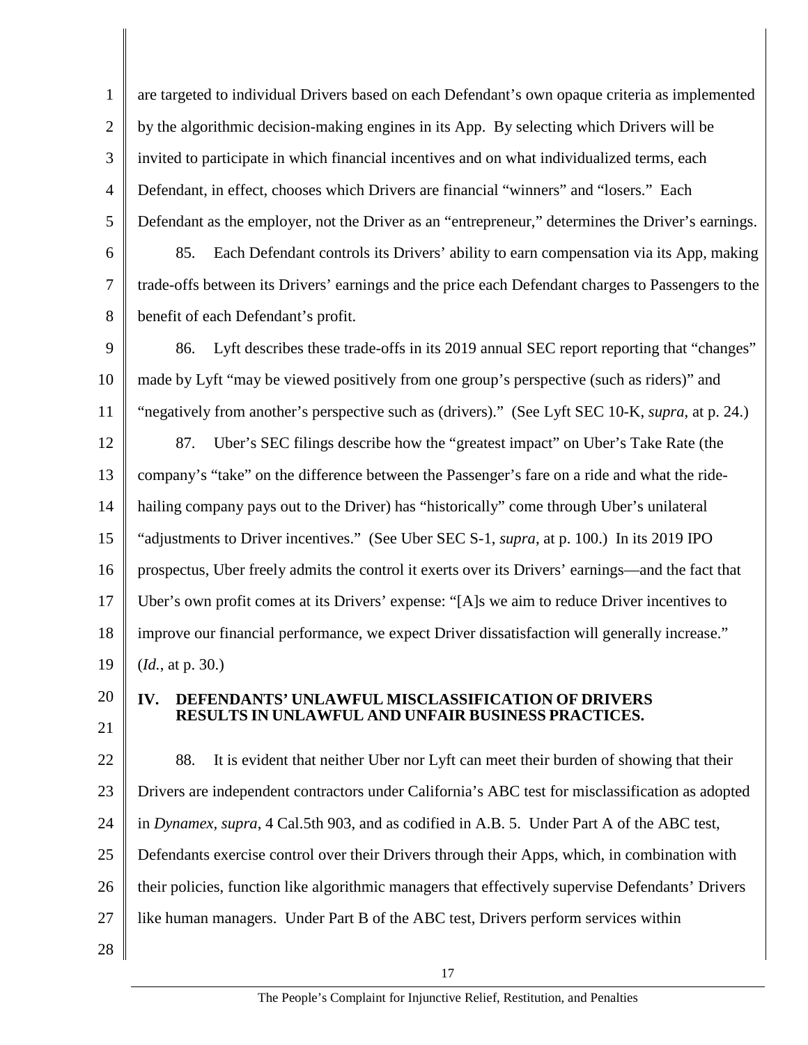are targeted to individual Drivers based on each Defendant's own opaque criteria as implemented by the algorithmic decision-making engines in its App. By selecting which Drivers will be invited to participate in which financial incentives and on what individualized terms, each Defendant, in effect, chooses which Drivers are financial "winners" and "losers." Each Defendant as the employer, not the Driver as an "entrepreneur," determines the Driver's earnings.

85. Each Defendant controls its Drivers' ability to earn compensation via its App, making trade-offs between its Drivers' earnings and the price each Defendant charges to Passengers to the benefit of each Defendant's profit.

86. Lyft describes these trade-offs in its 2019 annual SEC report reporting that "changes" made by Lyft "may be viewed positively from one group's perspective (such as riders)" and "negatively from another's perspective such as (drivers)." (See Lyft SEC 10-K, *supra*, at p. 24.)

87. Uber's SEC filings describe how the "greatest impact" on Uber's Take Rate (the company's "take" on the difference between the Passenger's fare on a ride and what the ride-hailing company pays out to the Driver) has "historically" come through Uber's unilateral "adjustments to Driver incentives." (See Uber SEC S-1, *supra*, at p. 100.) In its 2019 IPO prospectus, Uber freely admits the control it exerts over its Drivers' earnings—and the fact that Uber's own profit comes at its Drivers' expense: "[A]s we aim to reduce Driver incentives to improve our financial performance, we expect Driver dissatisfaction will generally increase." (*Id.*, at p. 30.)

## IV. DEFENDANTS' UNLAWFUL MISCLASSIFICATION OF DRIVERS RESULTS IN UNLAWFUL AND UNFAIR BUSINESS PRACTICES.

88. It is evident that neither Uber nor Lyft can meet their burden of showing that their Drivers are independent contractors under California's ABC test for misclassification as adopted in *Dynamex*, *supra*, 4 Cal.5th 903, and as codified in A.B. 5. Under Part A of the ABC test, Defendants exercise control over their Drivers through their Apps, which, in combination with their policies, function like algorithmic managers that effectively supervise Defendants' Drivers like human managers. Under Part B of the ABC test, Drivers perform services within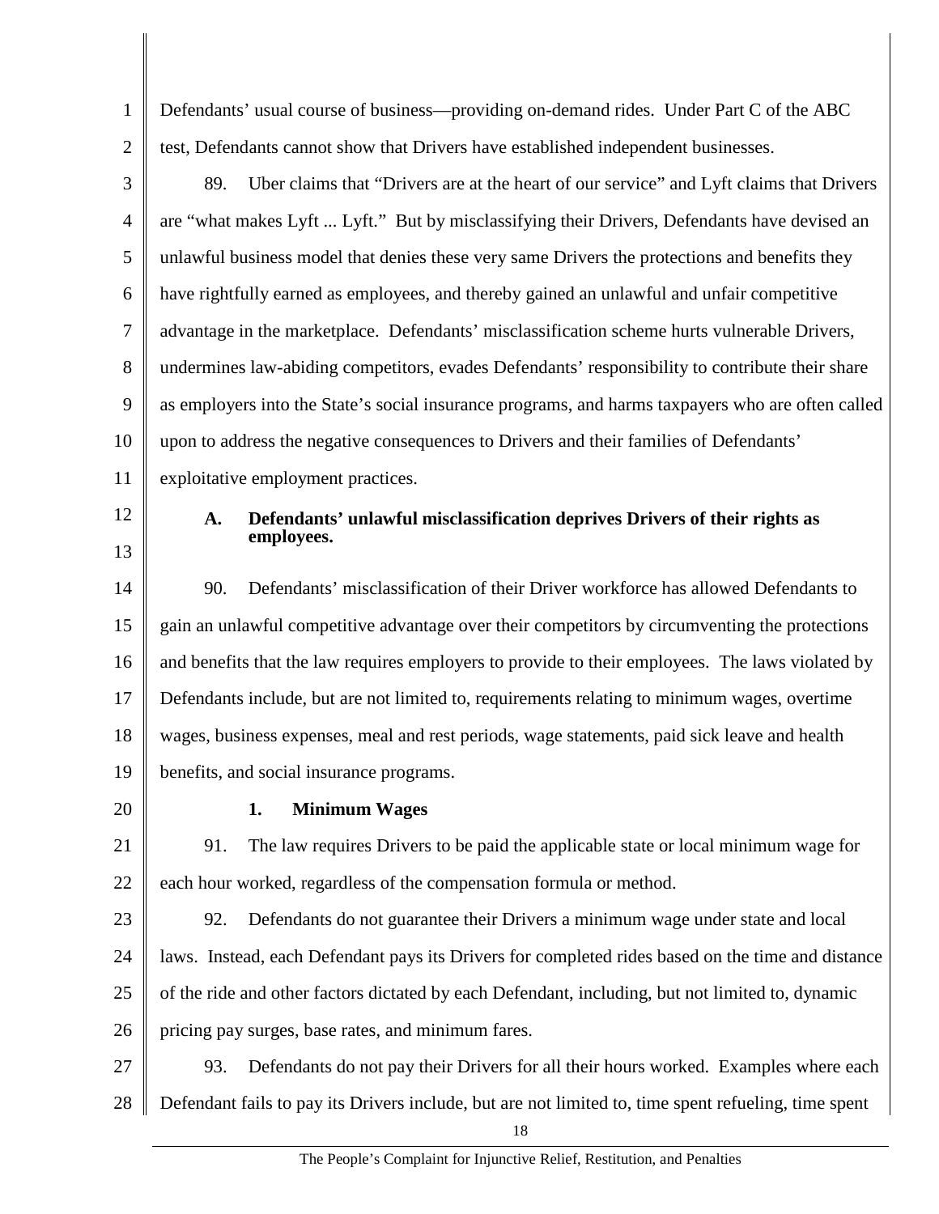Defendants' usual course of business—providing on-demand rides. Under Part C of the ABC test, Defendants cannot show that Drivers have established independent businesses.

89. Uber claims that "Drivers are at the heart of our service" and Lyft claims that Drivers are "what makes Lyft ... Lyft." But by misclassifying their Drivers, Defendants have devised an unlawful business model that denies these very same Drivers the protections and benefits they have rightfully earned as employees, and thereby gained an unlawful and unfair competitive advantage in the marketplace. Defendants' misclassification scheme hurts vulnerable Drivers, undermines law-abiding competitors, evades Defendants' responsibility to contribute their share as employers into the State's social insurance programs, and harms taxpayers who are often called upon to address the negative consequences to Drivers and their families of Defendants' exploitative employment practices.

### A. Defendants' unlawful misclassification deprives Drivers of their rights as employees.

90. Defendants' misclassification of their Driver workforce has allowed Defendants to gain an unlawful competitive advantage over their competitors by circumventing the protections and benefits that the law requires employers to provide to their employees. The laws violated by Defendants include, but are not limited to, requirements relating to minimum wages, overtime wages, business expenses, meal and rest periods, wage statements, paid sick leave and health benefits, and social insurance programs.

#### 1. Minimum Wages

91. The law requires Drivers to be paid the applicable state or local minimum wage for each hour worked, regardless of the compensation formula or method.

92. Defendants do not guarantee their Drivers a minimum wage under state and local laws. Instead, each Defendant pays its Drivers for completed rides based on the time and distance of the ride and other factors dictated by each Defendant, including, but not limited to, dynamic pricing pay surges, base rates, and minimum fares.

93. Defendants do not pay their Drivers for all their hours worked. Examples where each Defendant fails to pay its Drivers include, but are not limited to, time spent refueling, time spent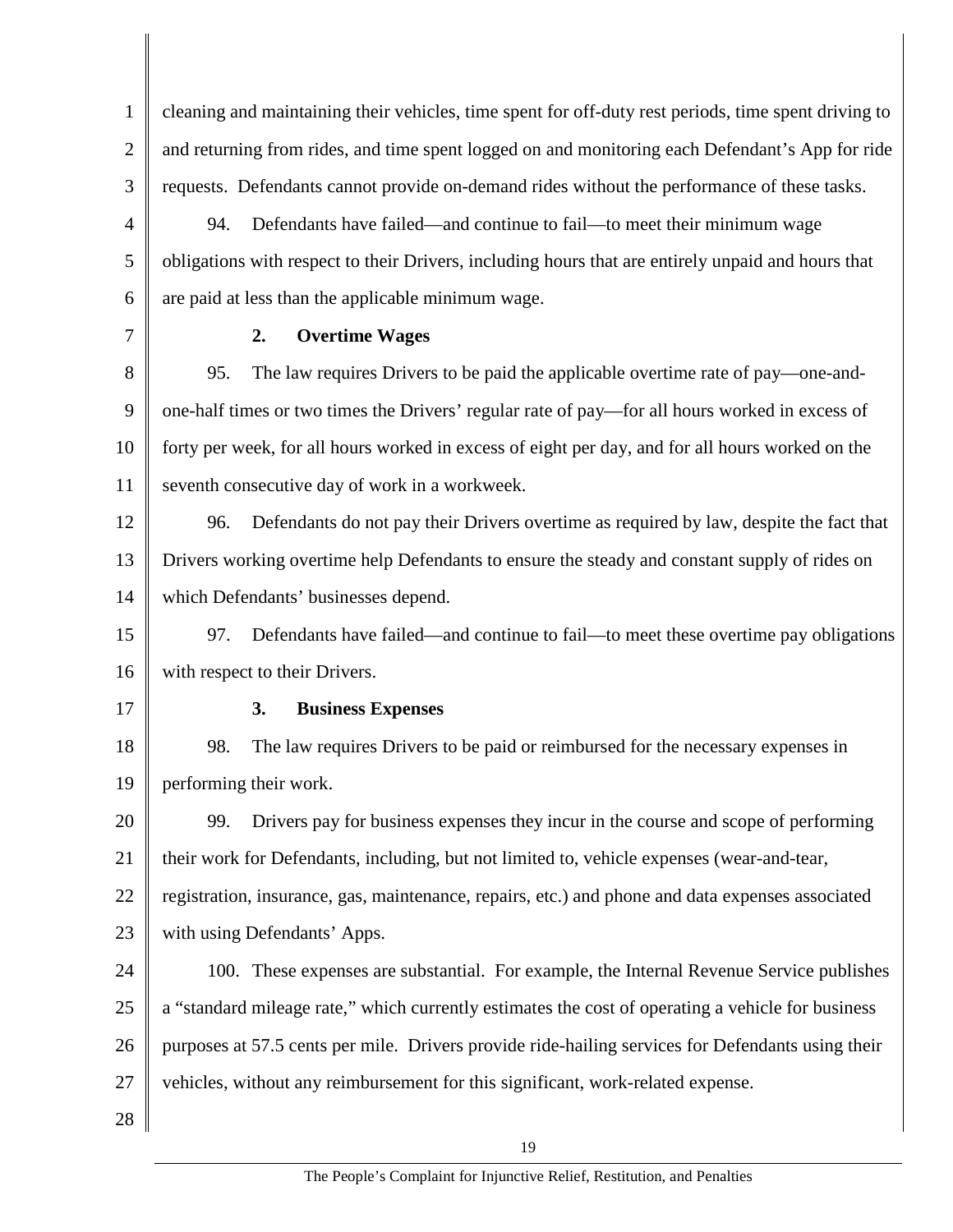cleaning and maintaining their vehicles, time spent for off-duty rest periods, time spent driving to and returning from rides, and time spent logged on and monitoring each Defendant's App for ride requests. Defendants cannot provide on-demand rides without the performance of these tasks.

94. Defendants have failed—and continue to fail—to meet their minimum wage obligations with respect to their Drivers, including hours that are entirely unpaid and hours that are paid at less than the applicable minimum wage.

### 2. Overtime Wages

95. The law requires Drivers to be paid the applicable overtime rate of pay—one-and-one-half times or two times the Drivers' regular rate of pay—for all hours worked in excess of forty per week, for all hours worked in excess of eight per day, and for all hours worked on the seventh consecutive day of work in a workweek.

96. Defendants do not pay their Drivers overtime as required by law, despite the fact that Drivers working overtime help Defendants to ensure the steady and constant supply of rides on which Defendants' businesses depend.

97. Defendants have failed—and continue to fail—to meet these overtime pay obligations with respect to their Drivers.

### 3. Business Expenses

98. The law requires Drivers to be paid or reimbursed for the necessary expenses in performing their work.

99. Drivers pay for business expenses they incur in the course and scope of performing their work for Defendants, including, but not limited to, vehicle expenses (wear-and-tear, registration, insurance, gas, maintenance, repairs, etc.) and phone and data expenses associated with using Defendants' Apps.

100. These expenses are substantial. For example, the Internal Revenue Service publishes a "standard mileage rate," which currently estimates the cost of operating a vehicle for business purposes at 57.5 cents per mile. Drivers provide ride-hailing services for Defendants using their vehicles, without any reimbursement for this significant, work-related expense.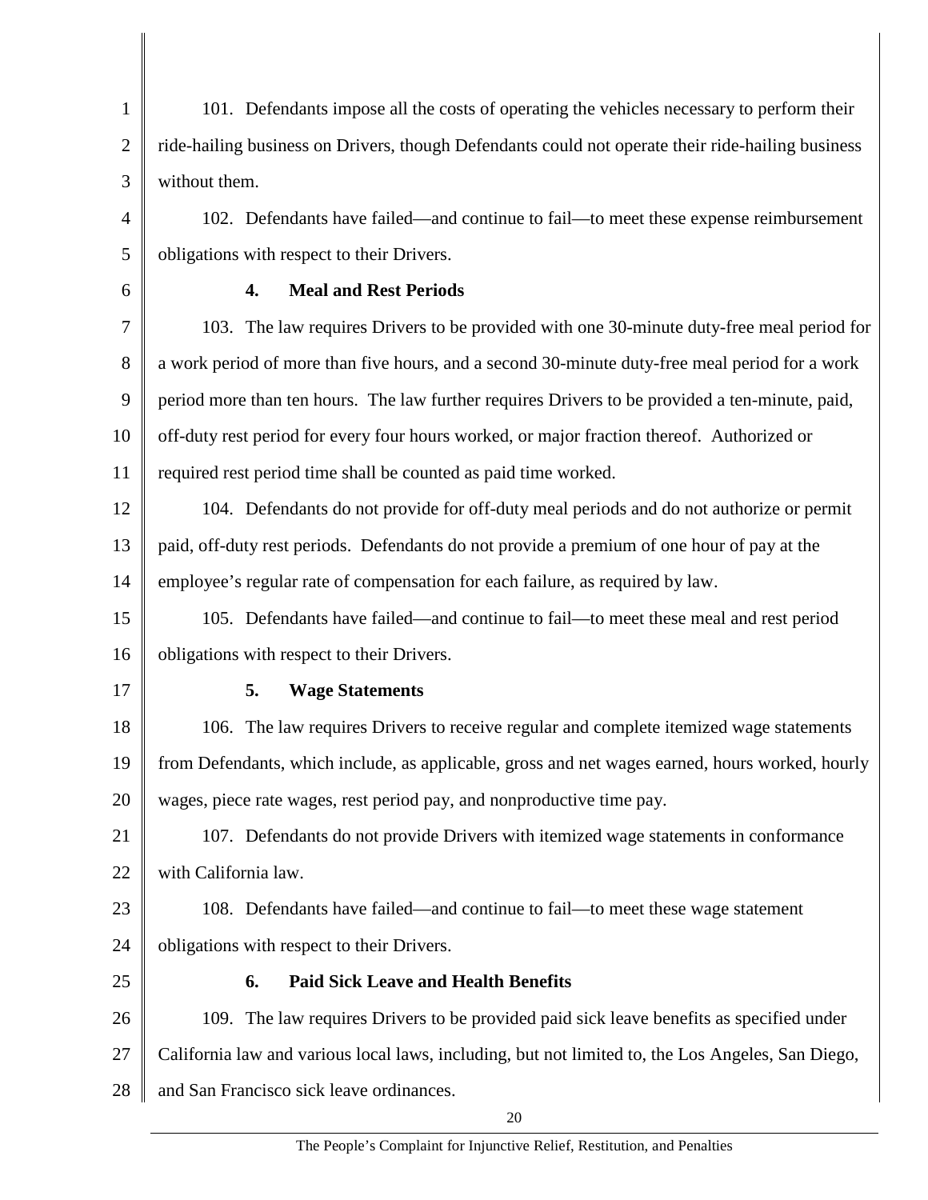101. Defendants impose all the costs of operating the vehicles necessary to perform their ride-hailing business on Drivers, though Defendants could not operate their ride-hailing business without them.

102. Defendants have failed—and continue to fail—to meet these expense reimbursement obligations with respect to their Drivers.

### 4. Meal and Rest Periods

103. The law requires Drivers to be provided with one 30-minute duty-free meal period for a work period of more than five hours, and a second 30-minute duty-free meal period for a work period more than ten hours. The law further requires Drivers to be provided a ten-minute, paid, off-duty rest period for every four hours worked, or major fraction thereof. Authorized or required rest period time shall be counted as paid time worked.

104. Defendants do not provide for off-duty meal periods and do not authorize or permit paid, off-duty rest periods. Defendants do not provide a premium of one hour of pay at the employee's regular rate of compensation for each failure, as required by law.

105. Defendants have failed—and continue to fail—to meet these meal and rest period obligations with respect to their Drivers.

### 5. Wage Statements

106. The law requires Drivers to receive regular and complete itemized wage statements from Defendants, which include, as applicable, gross and net wages earned, hours worked, hourly wages, piece rate wages, rest period pay, and nonproductive time pay.

107. Defendants do not provide Drivers with itemized wage statements in conformance with California law.

108. Defendants have failed—and continue to fail—to meet these wage statement obligations with respect to their Drivers.

### 6. Paid Sick Leave and Health Benefits

109. The law requires Drivers to be provided paid sick leave benefits as specified under California law and various local laws, including, but not limited to, the Los Angeles, San Diego, and San Francisco sick leave ordinances.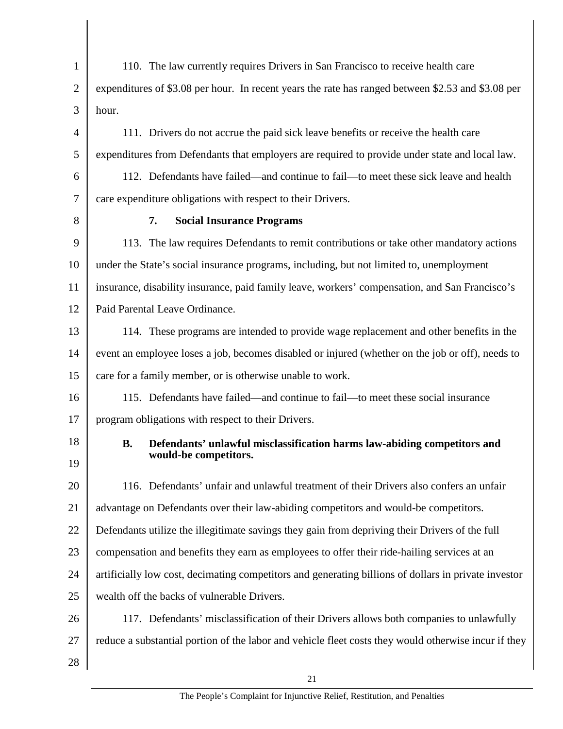110. The law currently requires Drivers in San Francisco to receive health care expenditures of $3.08 per hour. In recent years the rate has ranged between $2.53 and $3.08 per hour.

111. Drivers do not accrue the paid sick leave benefits or receive the health care expenditures from Defendants that employers are required to provide under state and local law.

112. Defendants have failed—and continue to fail—to meet these sick leave and health care expenditure obligations with respect to their Drivers.

#### 7. Social Insurance Programs

113. The law requires Defendants to remit contributions or take other mandatory actions under the State's social insurance programs, including, but not limited to, unemployment insurance, disability insurance, paid family leave, workers' compensation, and San Francisco's Paid Parental Leave Ordinance.

114. These programs are intended to provide wage replacement and other benefits in the event an employee loses a job, becomes disabled or injured (whether on the job or off), needs to care for a family member, or is otherwise unable to work.

115. Defendants have failed—and continue to fail—to meet these social insurance program obligations with respect to their Drivers.

### B. Defendants' unlawful misclassification harms law-abiding competitors and would-be competitors.

116. Defendants' unfair and unlawful treatment of their Drivers also confers an unfair advantage on Defendants over their law-abiding competitors and would-be competitors. Defendants utilize the illegitimate savings they gain from depriving their Drivers of the full compensation and benefits they earn as employees to offer their ride-hailing services at an artificially low cost, decimating competitors and generating billions of dollars in private investor wealth off the backs of vulnerable Drivers.

117. Defendants' misclassification of their Drivers allows both companies to unlawfully reduce a substantial portion of the labor and vehicle fleet costs they would otherwise incur if they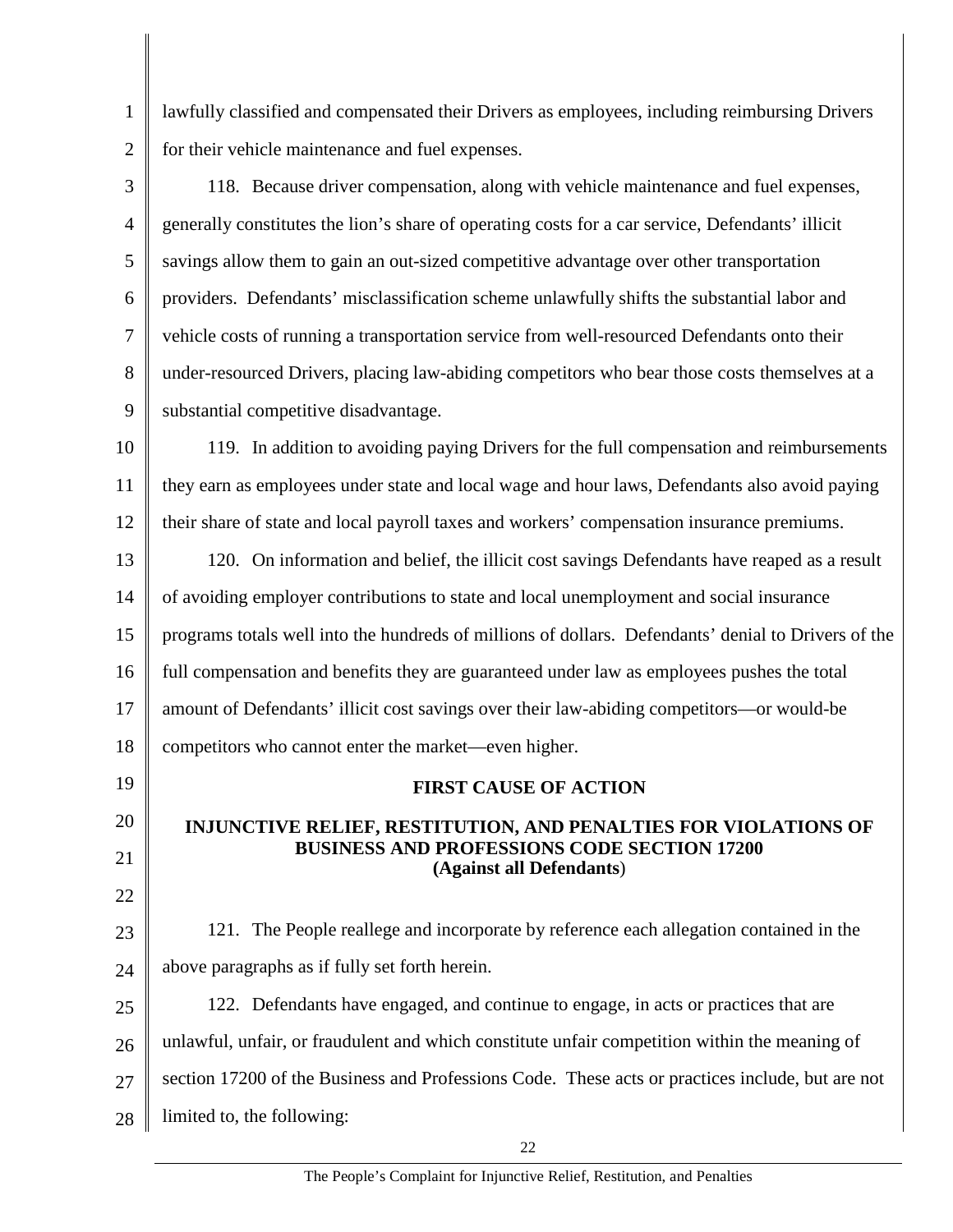lawfully classified and compensated their Drivers as employees, including reimbursing Drivers for their vehicle maintenance and fuel expenses.

118. Because driver compensation, along with vehicle maintenance and fuel expenses, generally constitutes the lion's share of operating costs for a car service, Defendants' illicit savings allow them to gain an out-sized competitive advantage over other transportation providers. Defendants' misclassification scheme unlawfully shifts the substantial labor and vehicle costs of running a transportation service from well-resourced Defendants onto their under-resourced Drivers, placing law-abiding competitors who bear those costs themselves at a substantial competitive disadvantage.

119. In addition to avoiding paying Drivers for the full compensation and reimbursements they earn as employees under state and local wage and hour laws, Defendants also avoid paying their share of state and local payroll taxes and workers' compensation insurance premiums.

120. On information and belief, the illicit cost savings Defendants have reaped as a result of avoiding employer contributions to state and local unemployment and social insurance programs totals well into the hundreds of millions of dollars. Defendants' denial to Drivers of the full compensation and benefits they are guaranteed under law as employees pushes the total amount of Defendants' illicit cost savings over their law-abiding competitors—or would-be competitors who cannot enter the market—even higher.

## FIRST CAUSE OF ACTION

## INJUNCTIVE RELIEF, RESTITUTION, AND PENALTIES FOR VIOLATIONS OF BUSINESS AND PROFESSIONS CODE SECTION 17200
**(Against all Defendants)**

121. The People reallege and incorporate by reference each allegation contained in the above paragraphs as if fully set forth herein.

122. Defendants have engaged, and continue to engage, in acts or practices that are unlawful, unfair, or fraudulent and which constitute unfair competition within the meaning of section 17200 of the Business and Professions Code. These acts or practices include, but are not limited to, the following: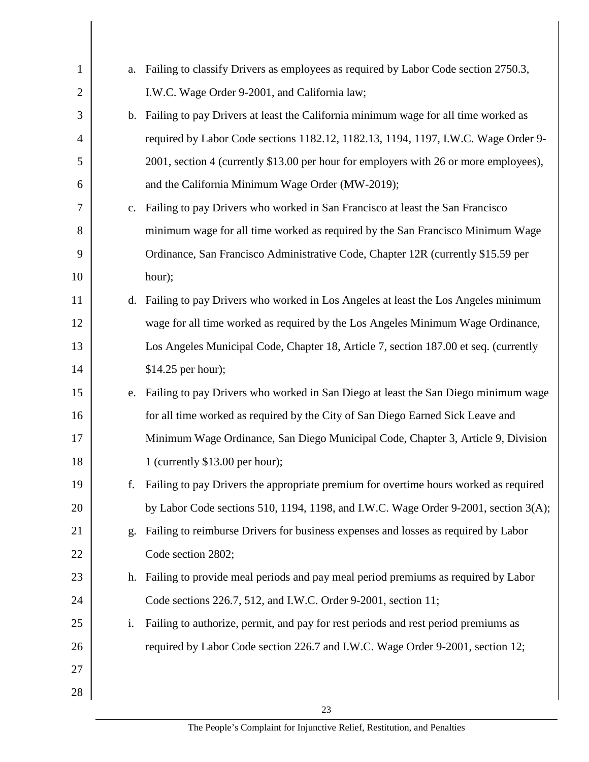a. Failing to classify Drivers as employees as required by Labor Code section 2750.3, I.W.C. Wage Order 9-2001, and California law;

b. Failing to pay Drivers at least the California minimum wage for all time worked as required by Labor Code sections 1182.12, 1182.13, 1194, 1197, I.W.C. Wage Order 9-2001, section 4 (currently $13.00 per hour for employers with 26 or more employees), and the California Minimum Wage Order (MW-2019);

c. Failing to pay Drivers who worked in San Francisco at least the San Francisco minimum wage for all time worked as required by the San Francisco Minimum Wage Ordinance, San Francisco Administrative Code, Chapter 12R (currently $15.59 per hour);

d. Failing to pay Drivers who worked in Los Angeles at least the Los Angeles minimum wage for all time worked as required by the Los Angeles Minimum Wage Ordinance, Los Angeles Municipal Code, Chapter 18, Article 7, section 187.00 et seq. (currently $14.25 per hour);

e. Failing to pay Drivers who worked in San Diego at least the San Diego minimum wage for all time worked as required by the City of San Diego Earned Sick Leave and Minimum Wage Ordinance, San Diego Municipal Code, Chapter 3, Article 9, Division 1 (currently $13.00 per hour);

f. Failing to pay Drivers the appropriate premium for overtime hours worked as required by Labor Code sections 510, 1194, 1198, and I.W.C. Wage Order 9-2001, section 3(A);

g. Failing to reimburse Drivers for business expenses and losses as required by Labor Code section 2802;

h. Failing to provide meal periods and pay meal period premiums as required by Labor Code sections 226.7, 512, and I.W.C. Order 9-2001, section 11;

i. Failing to authorize, permit, and pay for rest periods and rest period premiums as required by Labor Code section 226.7 and I.W.C. Wage Order 9-2001, section 12;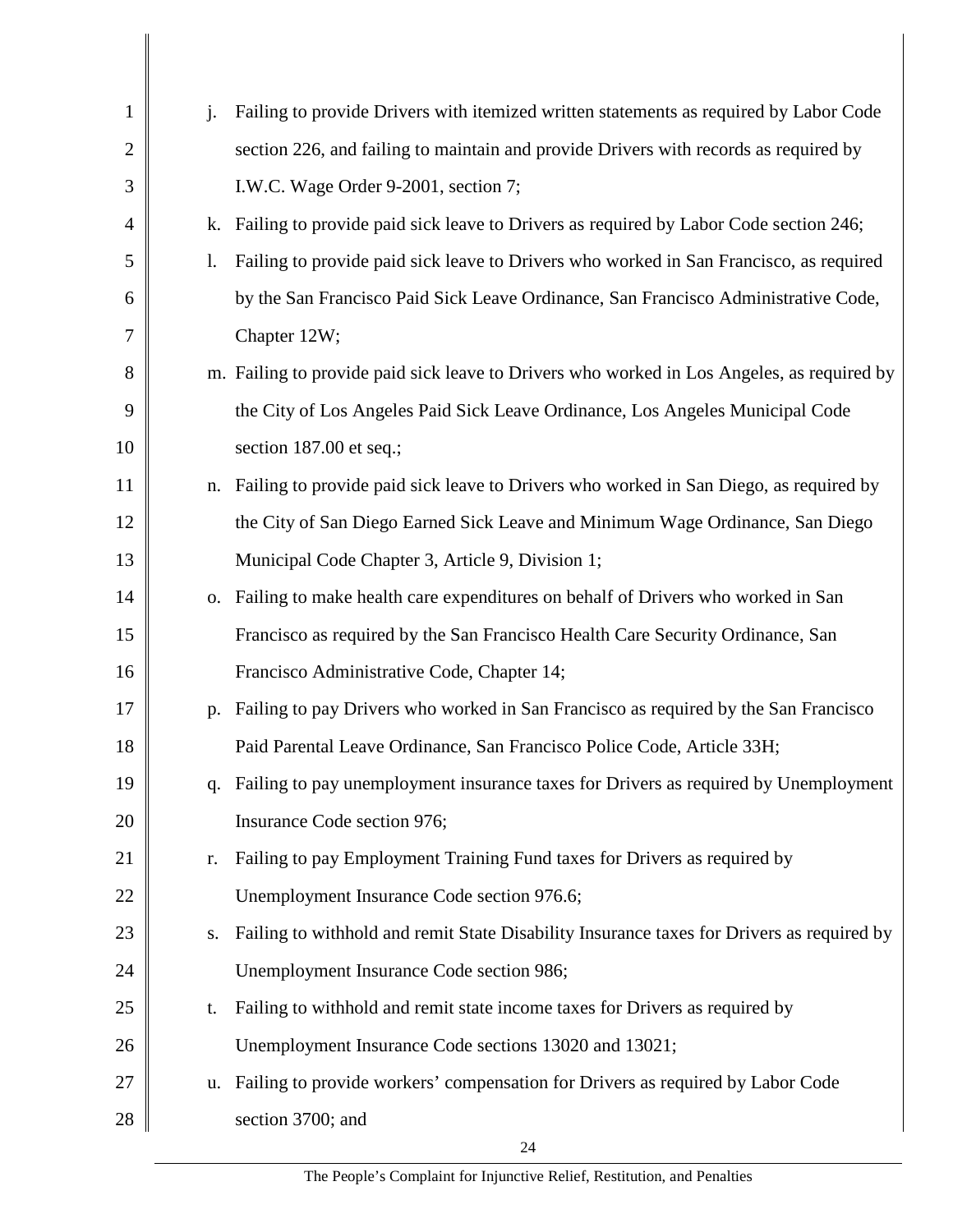j. Failing to provide Drivers with itemized written statements as required by Labor Code section 226, and failing to maintain and provide Drivers with records as required by I.W.C. Wage Order 9-2001, section 7;

k. Failing to provide paid sick leave to Drivers as required by Labor Code section 246;

l. Failing to provide paid sick leave to Drivers who worked in San Francisco, as required by the San Francisco Paid Sick Leave Ordinance, San Francisco Administrative Code, Chapter 12W;

m. Failing to provide paid sick leave to Drivers who worked in Los Angeles, as required by the City of Los Angeles Paid Sick Leave Ordinance, Los Angeles Municipal Code section 187.00 et seq.;

n. Failing to provide paid sick leave to Drivers who worked in San Diego, as required by the City of San Diego Earned Sick Leave and Minimum Wage Ordinance, San Diego Municipal Code Chapter 3, Article 9, Division 1;

o. Failing to make health care expenditures on behalf of Drivers who worked in San Francisco as required by the San Francisco Health Care Security Ordinance, San Francisco Administrative Code, Chapter 14;

p. Failing to pay Drivers who worked in San Francisco as required by the San Francisco Paid Parental Leave Ordinance, San Francisco Police Code, Article 33H;

q. Failing to pay unemployment insurance taxes for Drivers as required by Unemployment Insurance Code section 976;

r. Failing to pay Employment Training Fund taxes for Drivers as required by Unemployment Insurance Code section 976.6;

s. Failing to withhold and remit State Disability Insurance taxes for Drivers as required by Unemployment Insurance Code section 986;

t. Failing to withhold and remit state income taxes for Drivers as required by Unemployment Insurance Code sections 13020 and 13021;

u. Failing to provide workers' compensation for Drivers as required by Labor Code section 3700; and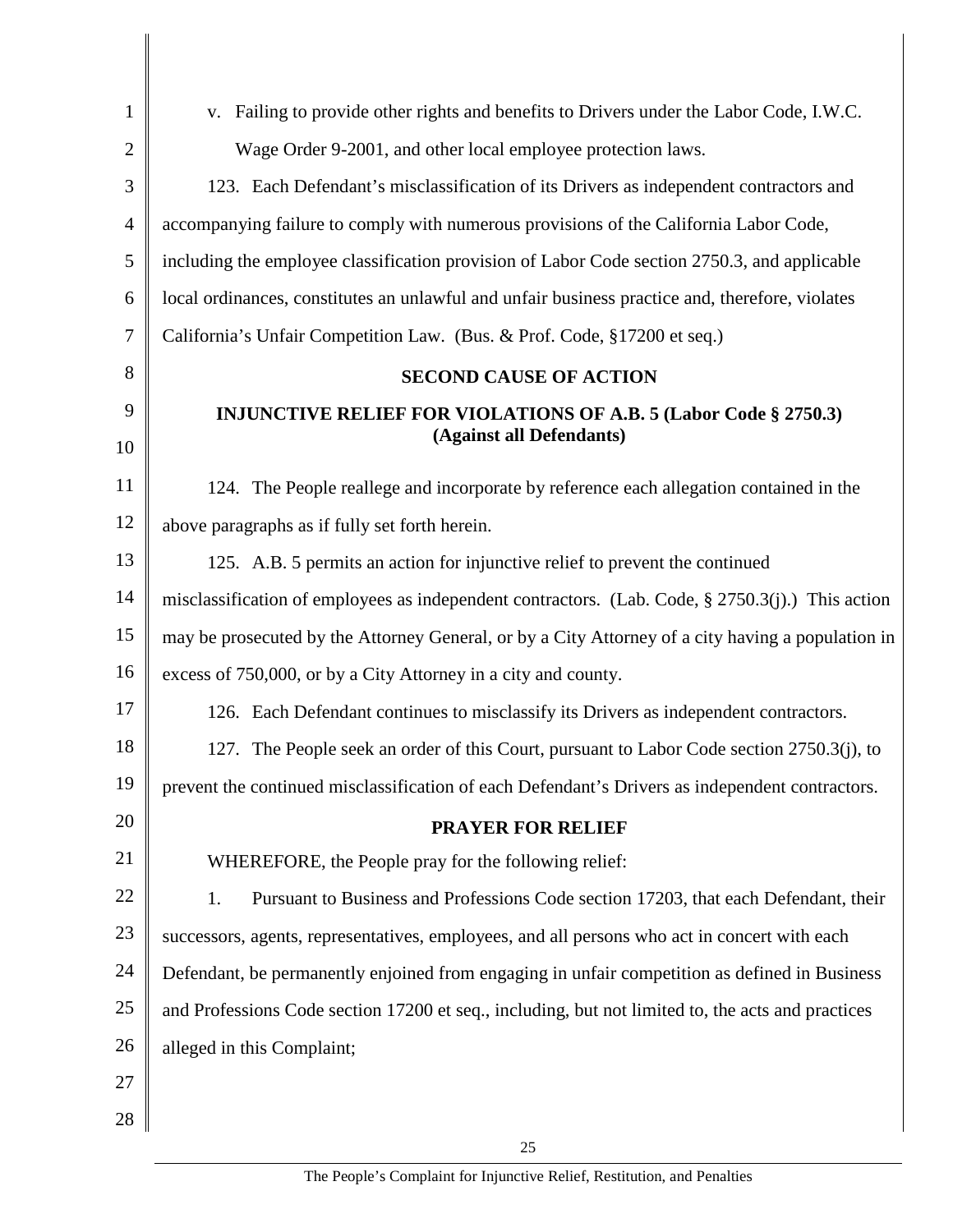v. Failing to provide other rights and benefits to Drivers under the Labor Code, I.W.C. Wage Order 9-2001, and other local employee protection laws.

123. Each Defendant's misclassification of its Drivers as independent contractors and accompanying failure to comply with numerous provisions of the California Labor Code, including the employee classification provision of Labor Code section 2750.3, and applicable local ordinances, constitutes an unlawful and unfair business practice and, therefore, violates California's Unfair Competition Law. (Bus. & Prof. Code, §17200 et seq.)

## SECOND CAUSE OF ACTION

## INJUNCTIVE RELIEF FOR VIOLATIONS OF A.B. 5 (Labor Code § 2750.3) (Against all Defendants)

124. The People reallege and incorporate by reference each allegation contained in the above paragraphs as if fully set forth herein.

125. A.B. 5 permits an action for injunctive relief to prevent the continued misclassification of employees as independent contractors. (Lab. Code, § 2750.3(j).) This action may be prosecuted by the Attorney General, or by a City Attorney of a city having a population in excess of 750,000, or by a City Attorney in a city and county.

126. Each Defendant continues to misclassify its Drivers as independent contractors.

127. The People seek an order of this Court, pursuant to Labor Code section 2750.3(j), to prevent the continued misclassification of each Defendant's Drivers as independent contractors.

## PRAYER FOR RELIEF

WHEREFORE, the People pray for the following relief:

1. Pursuant to Business and Professions Code section 17203, that each Defendant, their successors, agents, representatives, employees, and all persons who act in concert with each Defendant, be permanently enjoined from engaging in unfair competition as defined in Business and Professions Code section 17200 et seq., including, but not limited to, the acts and practices alleged in this Complaint;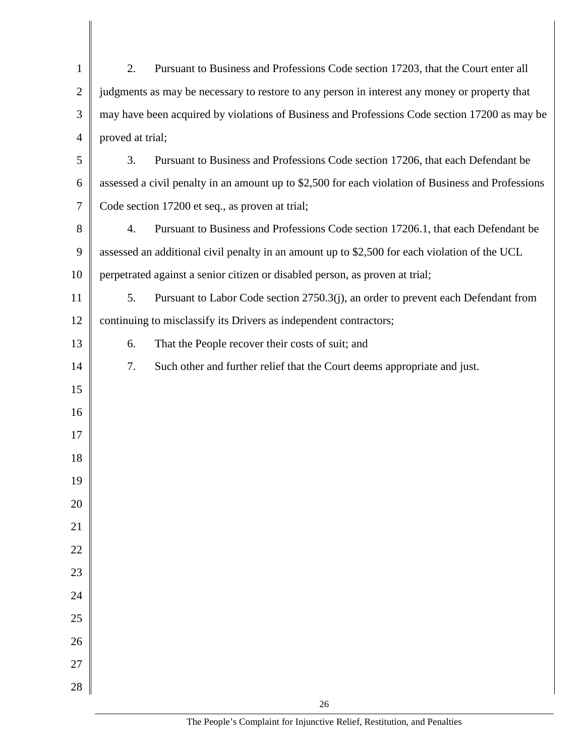2. Pursuant to Business and Professions Code section 17203, that the Court enter all judgments as may be necessary to restore to any person in interest any money or property that may have been acquired by violations of Business and Professions Code section 17200 as may be proved at trial;

3. Pursuant to Business and Professions Code section 17206, that each Defendant be assessed a civil penalty in an amount up to $2,500 for each violation of Business and Professions Code section 17200 et seq., as proven at trial;

4. Pursuant to Business and Professions Code section 17206.1, that each Defendant be assessed an additional civil penalty in an amount up to $2,500 for each violation of the UCL perpetrated against a senior citizen or disabled person, as proven at trial;

5. Pursuant to Labor Code section 2750.3(j), an order to prevent each Defendant from continuing to misclassify its Drivers as independent contractors;

6. That the People recover their costs of suit; and

7. Such other and further relief that the Court deems appropriate and just.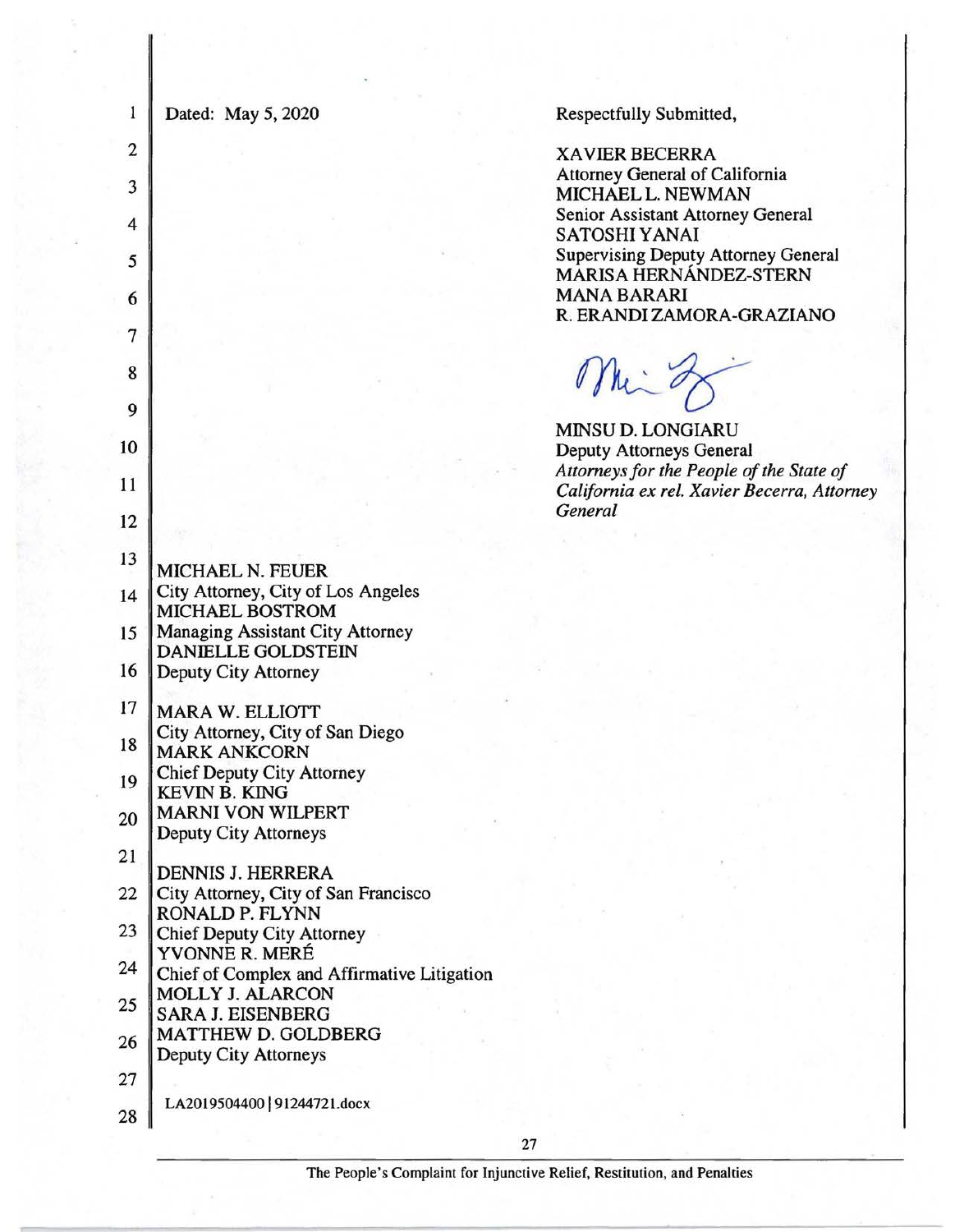Dated: May 5, 2020

Respectfully Submitted,

XAVIER BECERRA
Attorney General of California
MICHAEL L. NEWMAN
Senior Assistant Attorney General
SATOSHI YANAI
Supervising Deputy Attorney General
MARISA HERNÁNDEZ-STERN
MANA BARARI
R. ERANDI ZAMORA-GRAZIANO

MINSU D. LONGIARU
Deputy Attorneys General
*Attorneys for the People of the State of California ex rel. Xavier Becerra, Attorney General*

MICHAEL N. FEUER
City Attorney, City of Los Angeles
MICHAEL BOSTROM
Managing Assistant City Attorney
DANIELLE GOLDSTEIN
Deputy City Attorney

MARA W. ELLIOTT
City Attorney, City of San Diego
MARK ANKCORN
Chief Deputy City Attorney
KEVIN B. KING
MARNI VON WILPERT
Deputy City Attorneys

DENNIS J. HERRERA
City Attorney, City of San Francisco
RONALD P. FLYNN
Chief Deputy City Attorney
YVONNE R. MERÉ
Chief of Complex and Affirmative Litigation
MOLLY J. ALARCON
SARA J. EISENBERG
MATTHEW D. GOLDBERG
Deputy City Attorneys

LA2019504400 | 91244721.docx